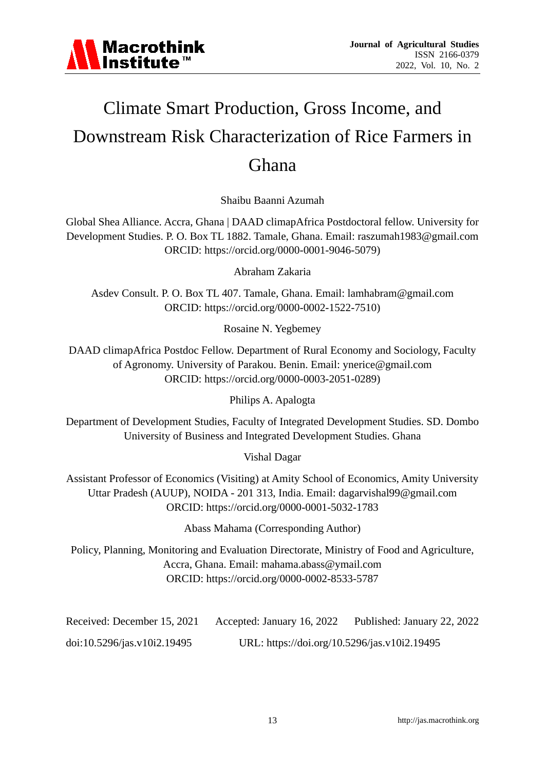# Climate Smart Production, Gross Income, and Downstream Risk Characterization of Rice Farmers in Ghana

Shaibu Baanni Azumah

Global Shea Alliance. Accra, Ghana | DAAD climapAfrica Postdoctoral fellow. University for Development Studies. P. O. Box TL 1882. Tamale, Ghana. Email: raszumah1983@gmail.com ORCID: https://orcid.org/0000-0001-9046-5079)

Abraham Zakaria

Asdev Consult. P. O. Box TL 407. Tamale, Ghana. Email: lamhabram@gmail.com ORCID: https://orcid.org/0000-0002-1522-7510)

Rosaine N. Yegbemey

DAAD climapAfrica Postdoc Fellow. Department of Rural Economy and Sociology, Faculty of Agronomy. University of Parakou. Benin. Email: ynerice@gmail.com ORCID: https://orcid.org/0000-0003-2051-0289)

Philips A. Apalogta

Department of Development Studies, Faculty of Integrated Development Studies. SD. Dombo University of Business and Integrated Development Studies. Ghana

Vishal Dagar

Assistant Professor of Economics (Visiting) at Amity School of Economics, Amity University Uttar Pradesh (AUUP), NOIDA - 201 313, India. Email: dagarvishal99@gmail.com ORCID: https://orcid.org/0000-0001-5032-1783

Abass Mahama (Corresponding Author)

Policy, Planning, Monitoring and Evaluation Directorate, Ministry of Food and Agriculture, Accra, Ghana. Email: mahama.abass@ymail.com ORCID: https://orcid.org/0000-0002-8533-5787

Received: December 15, 2021 Accepted: January 16, 2022 Published: January 22, 2022

doi:10.5296/jas.v10i2.19495 URL: https://doi.org/10.5296/jas.v10i2.19495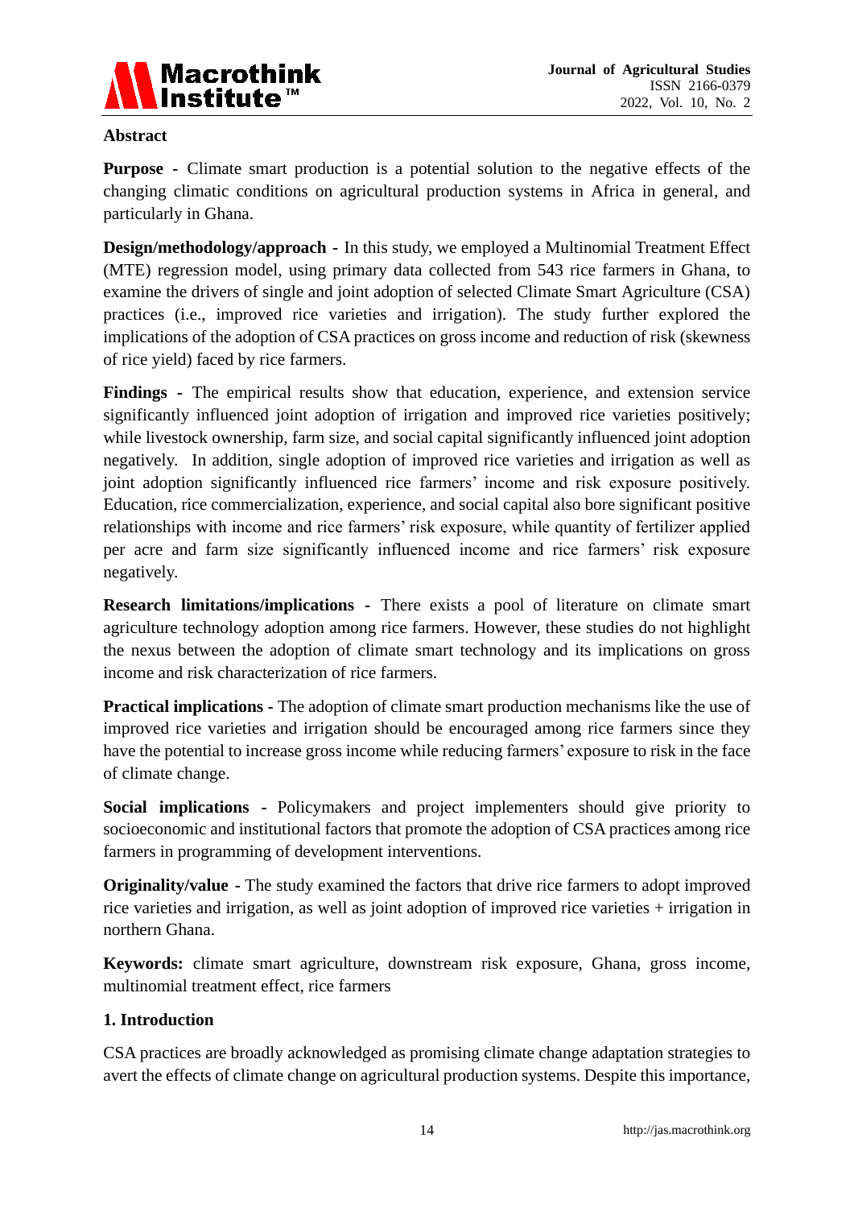## Abstract

**Purpose -** Climate smart production is a potential solution to the negative effects of the changing climatic conditions on agricultural production systems in Africa in general, and particularly in Ghana.

**Design/methodology/approach -** In this study, we employed a Multinomial Treatment Effect (MTE) regression model, using primary data collected from 543 rice farmers in Ghana, to examine the drivers of single and joint adoption of selected Climate Smart Agriculture (CSA) practices (i.e., improved rice varieties and irrigation). The study further explored the implications of the adoption of CSA practices on gross income and reduction of risk (skewness of rice yield) faced by rice farmers.

**Findings -** The empirical results show that education, experience, and extension service significantly influenced joint adoption of irrigation and improved rice varieties positively; while livestock ownership, farm size, and social capital significantly influenced joint adoption negatively. In addition, single adoption of improved rice varieties and irrigation as well as joint adoption significantly influenced rice farmers' income and risk exposure positively. Education, rice commercialization, experience, and social capital also bore significant positive relationships with income and rice farmers' risk exposure, while quantity of fertilizer applied per acre and farm size significantly influenced income and rice farmers' risk exposure negatively.

**Research limitations/implications -** There exists a pool of literature on climate smart agriculture technology adoption among rice farmers. However, these studies do not highlight the nexus between the adoption of climate smart technology and its implications on gross income and risk characterization of rice farmers.

**Practical implications -** The adoption of climate smart production mechanisms like the use of improved rice varieties and irrigation should be encouraged among rice farmers since they have the potential to increase gross income while reducing farmers' exposure to risk in the face of climate change.

**Social implications -** Policymakers and project implementers should give priority to socioeconomic and institutional factors that promote the adoption of CSA practices among rice farmers in programming of development interventions.

**Originality/value -** The study examined the factors that drive rice farmers to adopt improved rice varieties and irrigation, as well as joint adoption of improved rice varieties + irrigation in northern Ghana.

**Keywords:** climate smart agriculture, downstream risk exposure, Ghana, gross income, multinomial treatment effect, rice farmers

## 1. Introduction

CSA practices are broadly acknowledged as promising climate change adaptation strategies to avert the effects of climate change on agricultural production systems. Despite this importance,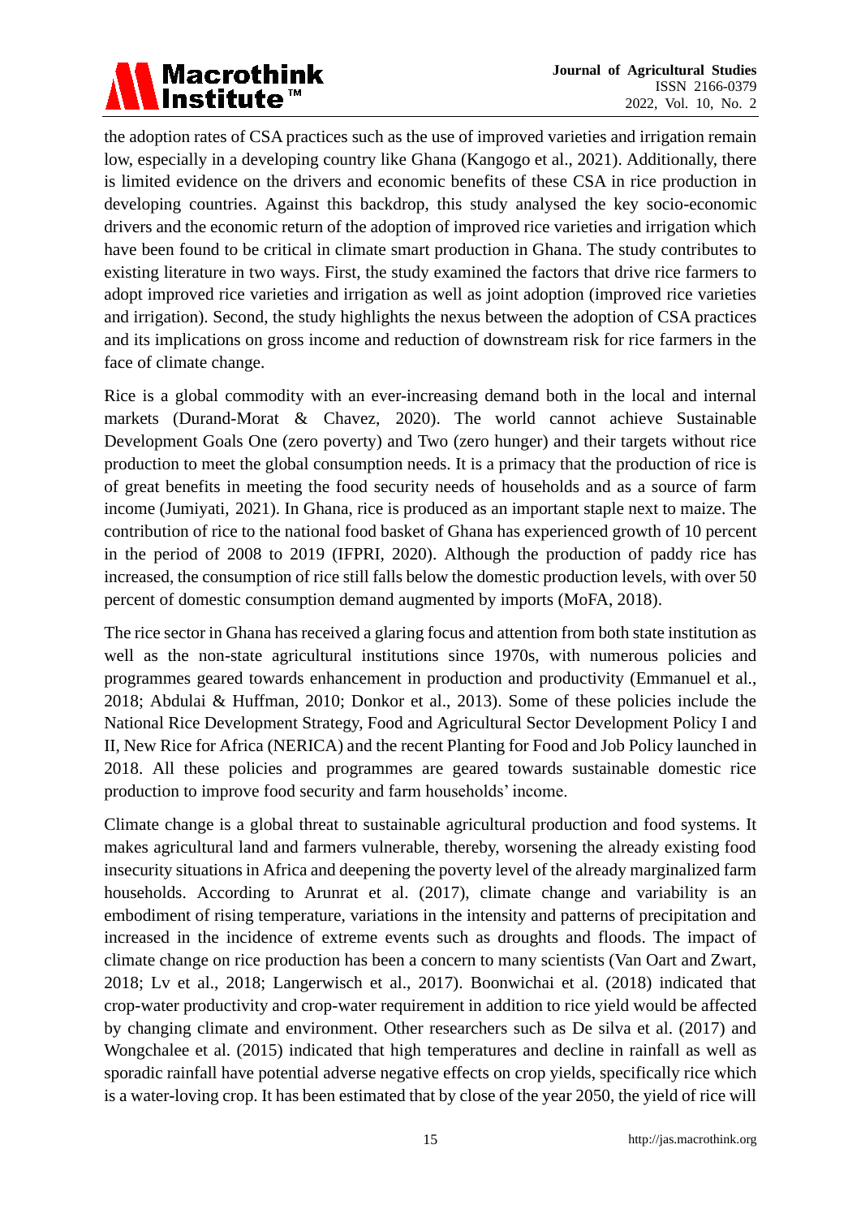the adoption rates of CSA practices such as the use of improved varieties and irrigation remain low, especially in a developing country like Ghana (Kangogo et al., 2021). Additionally, there is limited evidence on the drivers and economic benefits of these CSA in rice production in developing countries. Against this backdrop, this study analysed the key socio-economic drivers and the economic return of the adoption of improved rice varieties and irrigation which have been found to be critical in climate smart production in Ghana. The study contributes to existing literature in two ways. First, the study examined the factors that drive rice farmers to adopt improved rice varieties and irrigation as well as joint adoption (improved rice varieties and irrigation). Second, the study highlights the nexus between the adoption of CSA practices and its implications on gross income and reduction of downstream risk for rice farmers in the face of climate change.

Rice is a global commodity with an ever-increasing demand both in the local and internal markets (Durand-Morat & Chavez, 2020). The world cannot achieve Sustainable Development Goals One (zero poverty) and Two (zero hunger) and their targets without rice production to meet the global consumption needs. It is a primacy that the production of rice is of great benefits in meeting the food security needs of households and as a source of farm income (Jumiyati, 2021). In Ghana, rice is produced as an important staple next to maize. The contribution of rice to the national food basket of Ghana has experienced growth of 10 percent in the period of 2008 to 2019 (IFPRI, 2020). Although the production of paddy rice has increased, the consumption of rice still falls below the domestic production levels, with over 50 percent of domestic consumption demand augmented by imports (MoFA, 2018).

The rice sector in Ghana has received a glaring focus and attention from both state institution as well as the non-state agricultural institutions since 1970s, with numerous policies and programmes geared towards enhancement in production and productivity (Emmanuel et al., 2018; Abdulai & Huffman, 2010; Donkor et al., 2013). Some of these policies include the National Rice Development Strategy, Food and Agricultural Sector Development Policy I and II, New Rice for Africa (NERICA) and the recent Planting for Food and Job Policy launched in 2018. All these policies and programmes are geared towards sustainable domestic rice production to improve food security and farm households' income.

Climate change is a global threat to sustainable agricultural production and food systems. It makes agricultural land and farmers vulnerable, thereby, worsening the already existing food insecurity situations in Africa and deepening the poverty level of the already marginalized farm households. According to Arunrat et al. (2017), climate change and variability is an embodiment of rising temperature, variations in the intensity and patterns of precipitation and increased in the incidence of extreme events such as droughts and floods. The impact of climate change on rice production has been a concern to many scientists (Van Oart and Zwart, 2018; Lv et al., 2018; Langerwisch et al., 2017). Boonwichai et al. (2018) indicated that crop-water productivity and crop-water requirement in addition to rice yield would be affected by changing climate and environment. Other researchers such as De silva et al. (2017) and Wongchalee et al. (2015) indicated that high temperatures and decline in rainfall as well as sporadic rainfall have potential adverse negative effects on crop yields, specifically rice which is a water-loving crop. It has been estimated that by close of the year 2050, the yield of rice will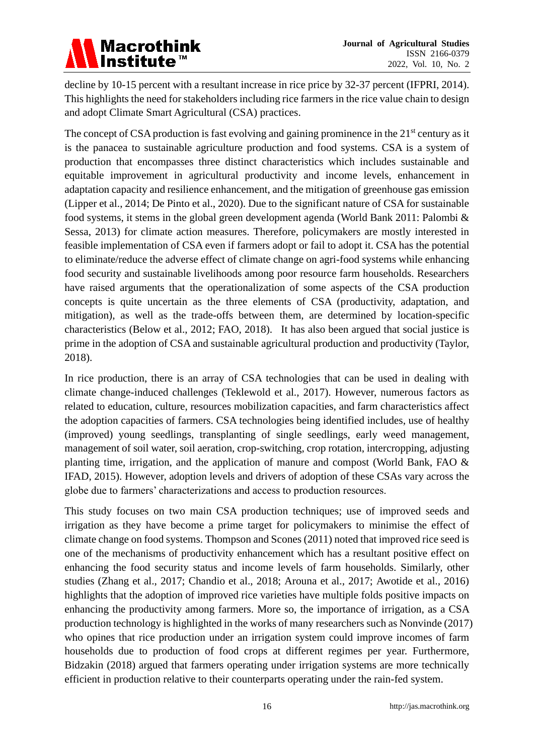decline by 10-15 percent with a resultant increase in rice price by 32-37 percent (IFPRI, 2014). This highlights the need for stakeholders including rice farmers in the rice value chain to design and adopt Climate Smart Agricultural (CSA) practices.

The concept of CSA production is fast evolving and gaining prominence in the 21st century as it is the panacea to sustainable agriculture production and food systems. CSA is a system of production that encompasses three distinct characteristics which includes sustainable and equitable improvement in agricultural productivity and income levels, enhancement in adaptation capacity and resilience enhancement, and the mitigation of greenhouse gas emission (Lipper et al., 2014; De Pinto et al., 2020). Due to the significant nature of CSA for sustainable food systems, it stems in the global green development agenda (World Bank 2011: Palombi & Sessa, 2013) for climate action measures. Therefore, policymakers are mostly interested in feasible implementation of CSA even if farmers adopt or fail to adopt it. CSA has the potential to eliminate/reduce the adverse effect of climate change on agri-food systems while enhancing food security and sustainable livelihoods among poor resource farm households. Researchers have raised arguments that the operationalization of some aspects of the CSA production concepts is quite uncertain as the three elements of CSA (productivity, adaptation, and mitigation), as well as the trade-offs between them, are determined by location-specific characteristics (Below et al., 2012; FAO, 2018). It has also been argued that social justice is prime in the adoption of CSA and sustainable agricultural production and productivity (Taylor, 2018).

In rice production, there is an array of CSA technologies that can be used in dealing with climate change-induced challenges (Teklewold et al., 2017). However, numerous factors as related to education, culture, resources mobilization capacities, and farm characteristics affect the adoption capacities of farmers. CSA technologies being identified includes, use of healthy (improved) young seedlings, transplanting of single seedlings, early weed management, management of soil water, soil aeration, crop-switching, crop rotation, intercropping, adjusting planting time, irrigation, and the application of manure and compost (World Bank, FAO & IFAD, 2015). However, adoption levels and drivers of adoption of these CSAs vary across the globe due to farmers' characterizations and access to production resources.

This study focuses on two main CSA production techniques; use of improved seeds and irrigation as they have become a prime target for policymakers to minimise the effect of climate change on food systems. Thompson and Scones (2011) noted that improved rice seed is one of the mechanisms of productivity enhancement which has a resultant positive effect on enhancing the food security status and income levels of farm households. Similarly, other studies (Zhang et al., 2017; Chandio et al., 2018; Arouna et al., 2017; Awotide et al., 2016) highlights that the adoption of improved rice varieties have multiple folds positive impacts on enhancing the productivity among farmers. More so, the importance of irrigation, as a CSA production technology is highlighted in the works of many researchers such as Nonvinde (2017) who opines that rice production under an irrigation system could improve incomes of farm households due to production of food crops at different regimes per year. Furthermore, Bidzakin (2018) argued that farmers operating under irrigation systems are more technically efficient in production relative to their counterparts operating under the rain-fed system.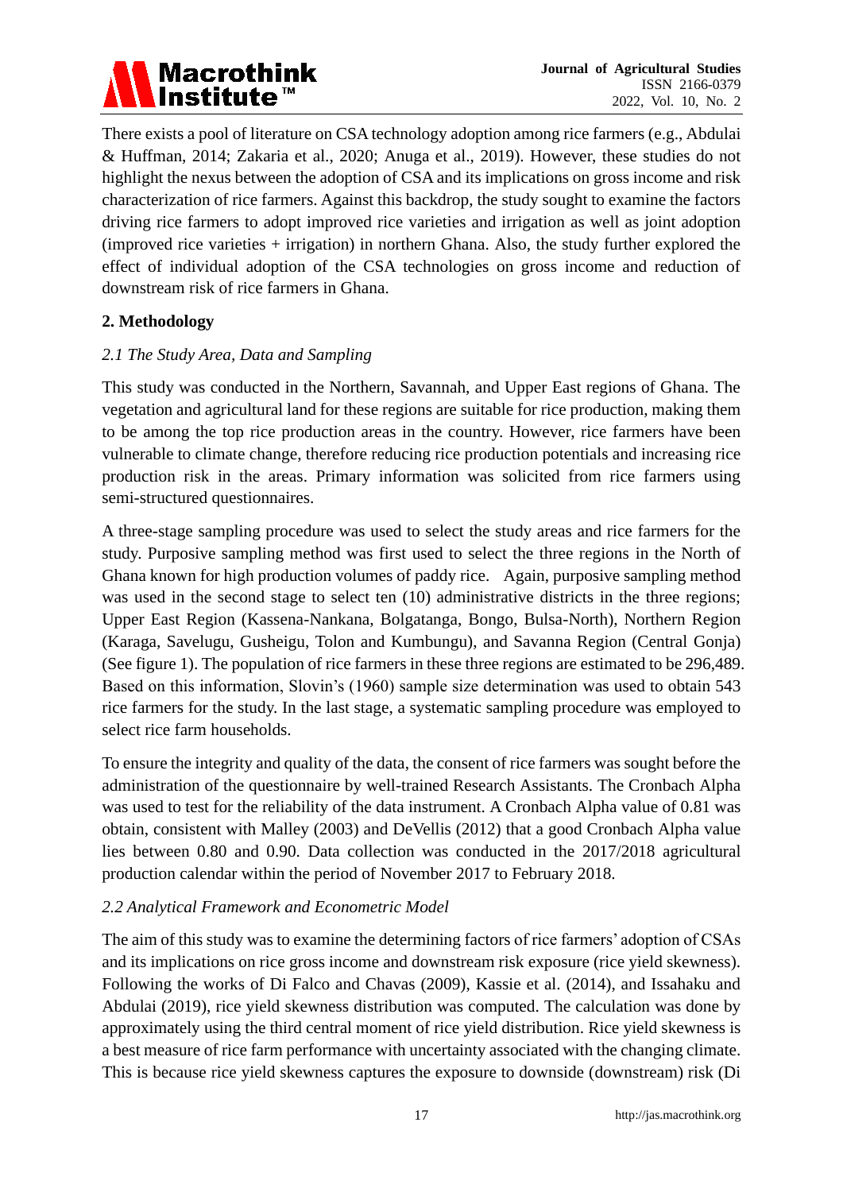There exists a pool of literature on CSA technology adoption among rice farmers (e.g., Abdulai & Huffman, 2014; Zakaria et al., 2020; Anuga et al., 2019). However, these studies do not highlight the nexus between the adoption of CSA and its implications on gross income and risk characterization of rice farmers. Against this backdrop, the study sought to examine the factors driving rice farmers to adopt improved rice varieties and irrigation as well as joint adoption (improved rice varieties + irrigation) in northern Ghana. Also, the study further explored the effect of individual adoption of the CSA technologies on gross income and reduction of downstream risk of rice farmers in Ghana.

## 2. Methodology

### *2.1 The Study Area, Data and Sampling*

This study was conducted in the Northern, Savannah, and Upper East regions of Ghana. The vegetation and agricultural land for these regions are suitable for rice production, making them to be among the top rice production areas in the country. However, rice farmers have been vulnerable to climate change, therefore reducing rice production potentials and increasing rice production risk in the areas. Primary information was solicited from rice farmers using semi-structured questionnaires.

A three-stage sampling procedure was used to select the study areas and rice farmers for the study. Purposive sampling method was first used to select the three regions in the North of Ghana known for high production volumes of paddy rice. Again, purposive sampling method was used in the second stage to select ten (10) administrative districts in the three regions; Upper East Region (Kassena-Nankana, Bolgatanga, Bongo, Bulsa-North), Northern Region (Karaga, Savelugu, Gusheigu, Tolon and Kumbungu), and Savanna Region (Central Gonja) (See figure 1). The population of rice farmers in these three regions are estimated to be 296,489. Based on this information, Slovin's (1960) sample size determination was used to obtain 543 rice farmers for the study. In the last stage, a systematic sampling procedure was employed to select rice farm households.

To ensure the integrity and quality of the data, the consent of rice farmers was sought before the administration of the questionnaire by well-trained Research Assistants. The Cronbach Alpha was used to test for the reliability of the data instrument. A Cronbach Alpha value of 0.81 was obtain, consistent with Malley (2003) and DeVellis (2012) that a good Cronbach Alpha value lies between 0.80 and 0.90. Data collection was conducted in the 2017/2018 agricultural production calendar within the period of November 2017 to February 2018.

### *2.2 Analytical Framework and Econometric Model*

The aim of this study was to examine the determining factors of rice farmers' adoption of CSAs and its implications on rice gross income and downstream risk exposure (rice yield skewness). Following the works of Di Falco and Chavas (2009), Kassie et al. (2014), and Issahaku and Abdulai (2019), rice yield skewness distribution was computed. The calculation was done by approximately using the third central moment of rice yield distribution. Rice yield skewness is a best measure of rice farm performance with uncertainty associated with the changing climate. This is because rice yield skewness captures the exposure to downside (downstream) risk (Di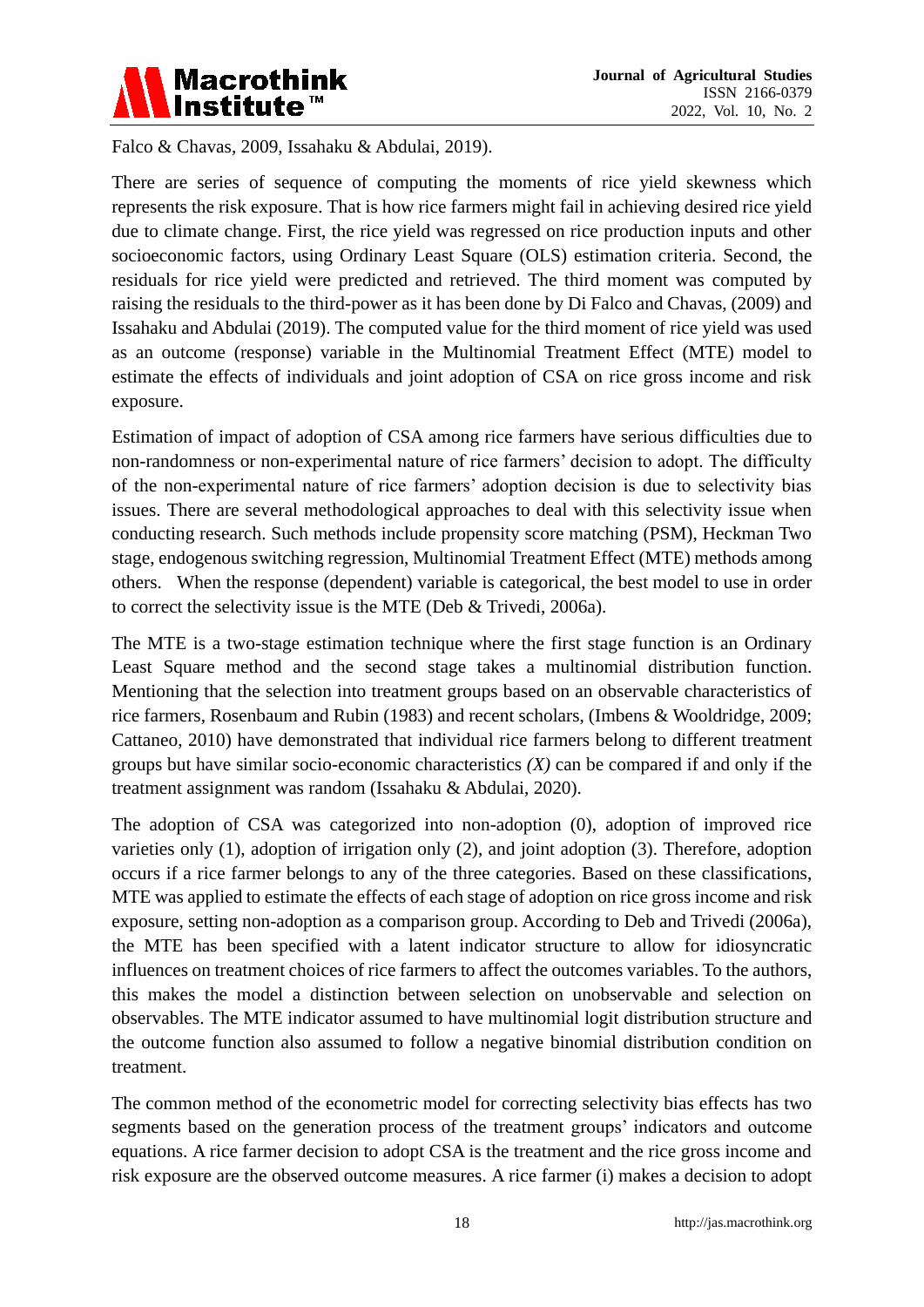Falco & Chavas, 2009, Issahaku & Abdulai, 2019).

There are series of sequence of computing the moments of rice yield skewness which represents the risk exposure. That is how rice farmers might fail in achieving desired rice yield due to climate change. First, the rice yield was regressed on rice production inputs and other socioeconomic factors, using Ordinary Least Square (OLS) estimation criteria. Second, the residuals for rice yield were predicted and retrieved. The third moment was computed by raising the residuals to the third-power as it has been done by Di Falco and Chavas, (2009) and Issahaku and Abdulai (2019). The computed value for the third moment of rice yield was used as an outcome (response) variable in the Multinomial Treatment Effect (MTE) model to estimate the effects of individuals and joint adoption of CSA on rice gross income and risk exposure.

Estimation of impact of adoption of CSA among rice farmers have serious difficulties due to non-randomness or non-experimental nature of rice farmers' decision to adopt. The difficulty of the non-experimental nature of rice farmers' adoption decision is due to selectivity bias issues. There are several methodological approaches to deal with this selectivity issue when conducting research. Such methods include propensity score matching (PSM), Heckman Two stage, endogenous switching regression, Multinomial Treatment Effect (MTE) methods among others. When the response (dependent) variable is categorical, the best model to use in order to correct the selectivity issue is the MTE (Deb & Trivedi, 2006a).

The MTE is a two-stage estimation technique where the first stage function is an Ordinary Least Square method and the second stage takes a multinomial distribution function. Mentioning that the selection into treatment groups based on an observable characteristics of rice farmers, Rosenbaum and Rubin (1983) and recent scholars, (Imbens & Wooldridge, 2009; Cattaneo, 2010) have demonstrated that individual rice farmers belong to different treatment groups but have similar socio-economic characteristics *(X)* can be compared if and only if the treatment assignment was random (Issahaku & Abdulai, 2020).

The adoption of CSA was categorized into non-adoption (0), adoption of improved rice varieties only (1), adoption of irrigation only (2), and joint adoption (3). Therefore, adoption occurs if a rice farmer belongs to any of the three categories. Based on these classifications, MTE was applied to estimate the effects of each stage of adoption on rice gross income and risk exposure, setting non-adoption as a comparison group. According to Deb and Trivedi (2006a), the MTE has been specified with a latent indicator structure to allow for idiosyncratic influences on treatment choices of rice farmers to affect the outcomes variables. To the authors, this makes the model a distinction between selection on unobservable and selection on observables. The MTE indicator assumed to have multinomial logit distribution structure and the outcome function also assumed to follow a negative binomial distribution condition on treatment.

The common method of the econometric model for correcting selectivity bias effects has two segments based on the generation process of the treatment groups' indicators and outcome equations. A rice farmer decision to adopt CSA is the treatment and the rice gross income and risk exposure are the observed outcome measures. A rice farmer (i) makes a decision to adopt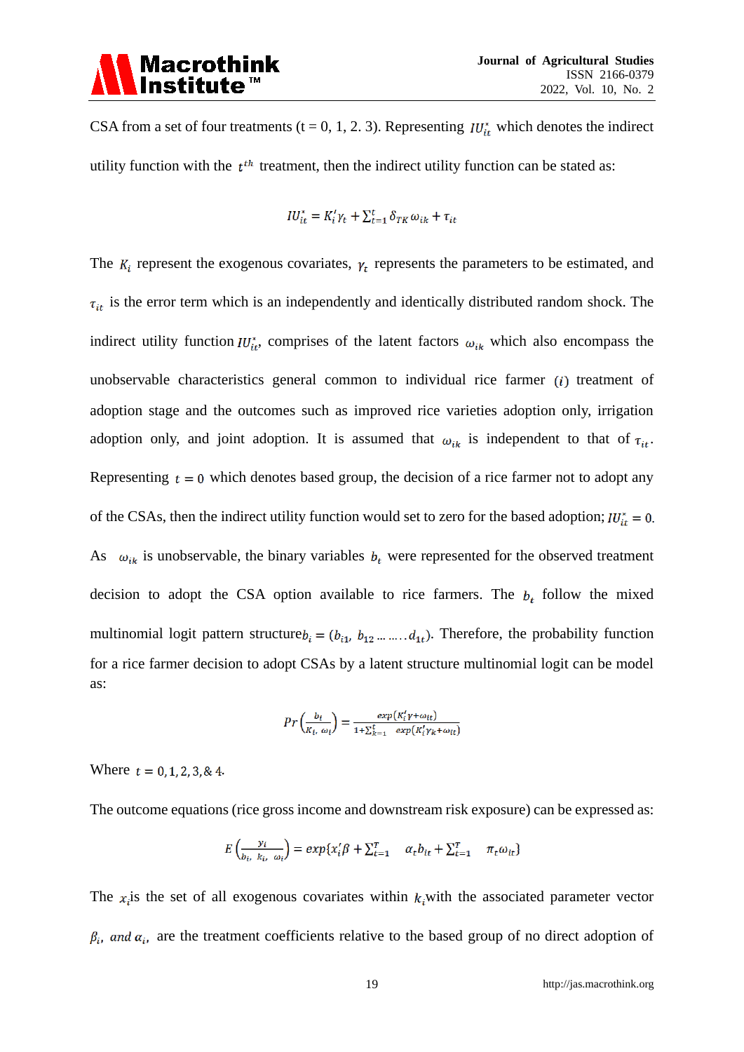CSA from a set of four treatments (t = 0, 1, 2. 3). Representing $IU_{it}^{*}$ which denotes the indirect utility function with the $t^{th}$ treatment, then the indirect utility function can be stated as:

$$IU_{it}^{*} = K_i'\gamma_t + \sum_{t=1}^{t} \delta_{TK}\,\omega_{ik} + \tau_{it}$$

The $K_i$ represent the exogenous covariates, $\gamma_t$ represents the parameters to be estimated, and $\tau_{it}$ is the error term which is an independently and identically distributed random shock. The indirect utility function $IU_{it}^{*}$, comprises of the latent factors $\omega_{ik}$ which also encompass the unobservable characteristics general common to individual rice farmer $(i)$ treatment of adoption stage and the outcomes such as improved rice varieties adoption only, irrigation adoption only, and joint adoption. It is assumed that $\omega_{ik}$ is independent to that of $\tau_{it}$. Representing $t = 0$ which denotes based group, the decision of a rice farmer not to adopt any of the CSAs, then the indirect utility function would set to zero for the based adoption; $IU_{it}^{*} = 0$.

As $\omega_{ik}$ is unobservable, the binary variables $b_t$ were represented for the observed treatment decision to adopt the CSA option available to rice farmers. The $b_t$ follow the mixed multinomial logit pattern structure $b_i = (b_{i1}, b_{12} \ldots\ldots d_{1t})$. Therefore, the probability function for a rice farmer decision to adopt CSAs by a latent structure multinomial logit can be model as:

$$Pr\left(\frac{b_t}{K_i,\ \omega_i}\right) = \frac{exp(K_i'\gamma + \omega_{it})}{1 + \sum_{k=1}^{t} \ exp(K_i'\gamma_k + \omega_{it})}$$

Where $t = 0, 1, 2, 3, \&\ 4$.

The outcome equations (rice gross income and downstream risk exposure) can be expressed as:

$$E\left(\frac{y_i}{b_i,\ k_i,\ \omega_i}\right) = exp\{x_i'\beta + \sum_{t=1}^{T} \ \alpha_t b_{it} + \sum_{t=1}^{T} \ \pi_t \omega_{it}\}$$

The $x_i$ is the set of all exogenous covariates within $k_i$ with the associated parameter vector $\beta_i$, and $\alpha_i$, are the treatment coefficients relative to the based group of no direct adoption of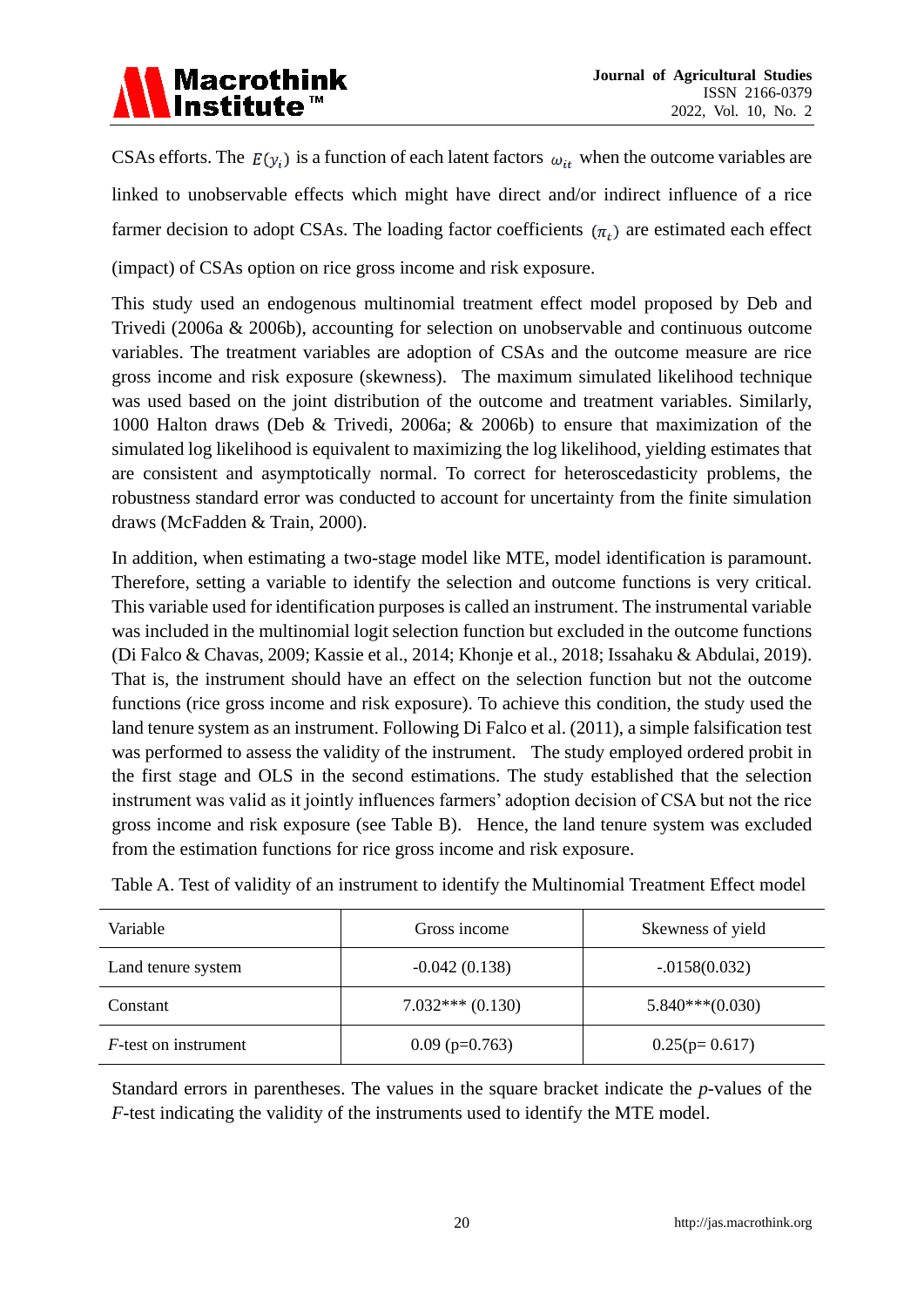CSAs efforts. The $E(y_i)$ is a function of each latent factors $\omega_{it}$ when the outcome variables are linked to unobservable effects which might have direct and/or indirect influence of a rice farmer decision to adopt CSAs. The loading factor coefficients $(\pi_i)$ are estimated each effect (impact) of CSAs option on rice gross income and risk exposure.

This study used an endogenous multinomial treatment effect model proposed by Deb and Trivedi (2006a & 2006b), accounting for selection on unobservable and continuous outcome variables. The treatment variables are adoption of CSAs and the outcome measure are rice gross income and risk exposure (skewness). The maximum simulated likelihood technique was used based on the joint distribution of the outcome and treatment variables. Similarly, 1000 Halton draws (Deb & Trivedi, 2006a; & 2006b) to ensure that maximization of the simulated log likelihood is equivalent to maximizing the log likelihood, yielding estimates that are consistent and asymptotically normal. To correct for heteroscedasticity problems, the robustness standard error was conducted to account for uncertainty from the finite simulation draws (McFadden & Train, 2000).

In addition, when estimating a two-stage model like MTE, model identification is paramount. Therefore, setting a variable to identify the selection and outcome functions is very critical. This variable used for identification purposes is called an instrument. The instrumental variable was included in the multinomial logit selection function but excluded in the outcome functions (Di Falco & Chavas, 2009; Kassie et al., 2014; Khonje et al., 2018; Issahaku & Abdulai, 2019). That is, the instrument should have an effect on the selection function but not the outcome functions (rice gross income and risk exposure). To achieve this condition, the study used the land tenure system as an instrument. Following Di Falco et al. (2011), a simple falsification test was performed to assess the validity of the instrument. The study employed ordered probit in the first stage and OLS in the second estimations. The study established that the selection instrument was valid as it jointly influences farmers' adoption decision of CSA but not the rice gross income and risk exposure (see Table B). Hence, the land tenure system was excluded from the estimation functions for rice gross income and risk exposure.

Table A. Test of validity of an instrument to identify the Multinomial Treatment Effect model

| Variable | Gross income | Skewness of yield |
|---|---|---|
| Land tenure system | -0.042 (0.138) | -.0158(0.032) |
| Constant | 7.032*** (0.130) | 5.840***(0.030) |
| *F*-test on instrument | 0.09 (p=0.763) | 0.25(p= 0.617) |

Standard errors in parentheses. The values in the square bracket indicate the *p*-values of the *F*-test indicating the validity of the instruments used to identify the MTE model.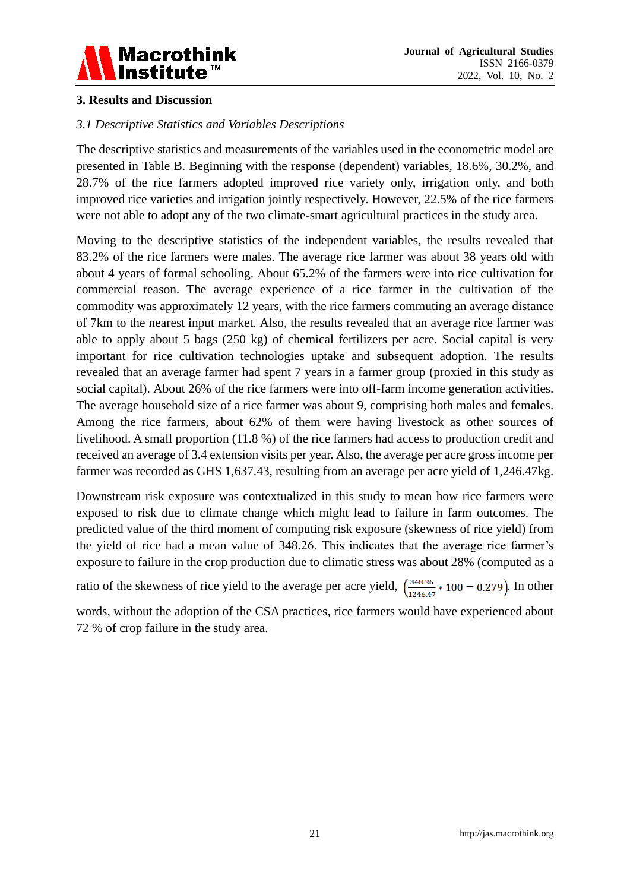## 3. Results and Discussion

### *3.1 Descriptive Statistics and Variables Descriptions*

The descriptive statistics and measurements of the variables used in the econometric model are presented in Table B. Beginning with the response (dependent) variables, 18.6%, 30.2%, and 28.7% of the rice farmers adopted improved rice variety only, irrigation only, and both improved rice varieties and irrigation jointly respectively. However, 22.5% of the rice farmers were not able to adopt any of the two climate-smart agricultural practices in the study area.

Moving to the descriptive statistics of the independent variables, the results revealed that 83.2% of the rice farmers were males. The average rice farmer was about 38 years old with about 4 years of formal schooling. About 65.2% of the farmers were into rice cultivation for commercial reason. The average experience of a rice farmer in the cultivation of the commodity was approximately 12 years, with the rice farmers commuting an average distance of 7km to the nearest input market. Also, the results revealed that an average rice farmer was able to apply about 5 bags (250 kg) of chemical fertilizers per acre. Social capital is very important for rice cultivation technologies uptake and subsequent adoption. The results revealed that an average farmer had spent 7 years in a farmer group (proxied in this study as social capital). About 26% of the rice farmers were into off-farm income generation activities. The average household size of a rice farmer was about 9, comprising both males and females. Among the rice farmers, about 62% of them were having livestock as other sources of livelihood. A small proportion (11.8 %) of the rice farmers had access to production credit and received an average of 3.4 extension visits per year. Also, the average per acre gross income per farmer was recorded as GHS 1,637.43, resulting from an average per acre yield of 1,246.47kg.

Downstream risk exposure was contextualized in this study to mean how rice farmers were exposed to risk due to climate change which might lead to failure in farm outcomes. The predicted value of the third moment of computing risk exposure (skewness of rice yield) from the yield of rice had a mean value of 348.26. This indicates that the average rice farmer's exposure to failure in the crop production due to climatic stress was about 28% (computed as a ratio of the skewness of rice yield to the average per acre yield, $\left(\frac{348.26}{1246.47} * 100 = 0.279\right)$. In other words, without the adoption of the CSA practices, rice farmers would have experienced about 72 % of crop failure in the study area.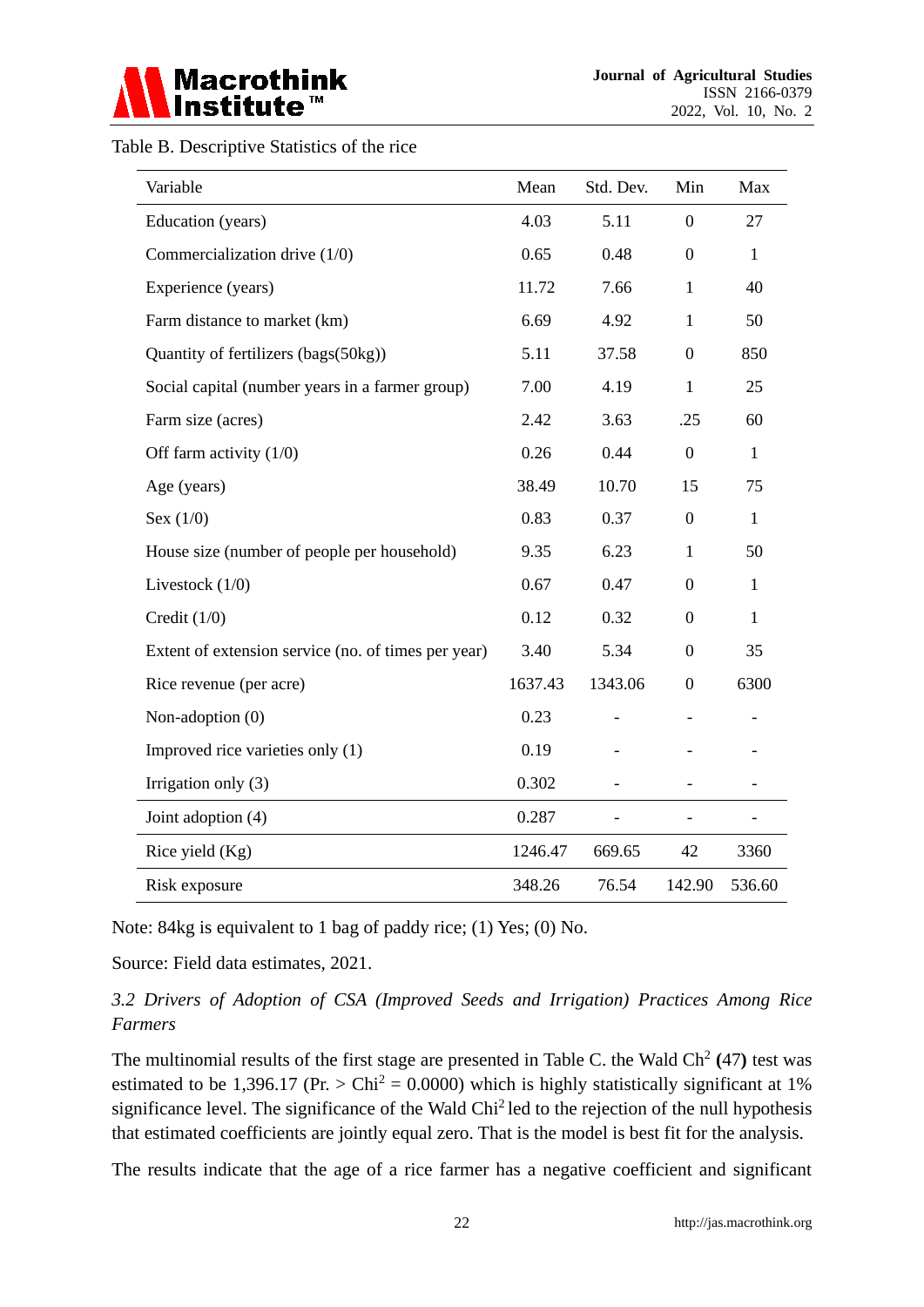Table B. Descriptive Statistics of the rice

| Variable | Mean | Std. Dev. | Min | Max |
|---|---|---|---|---|
| Education (years) | 4.03 | 5.11 | 0 | 27 |
| Commercialization drive (1/0) | 0.65 | 0.48 | 0 | 1 |
| Experience (years) | 11.72 | 7.66 | 1 | 40 |
| Farm distance to market (km) | 6.69 | 4.92 | 1 | 50 |
| Quantity of fertilizers (bags(50kg)) | 5.11 | 37.58 | 0 | 850 |
| Social capital (number years in a farmer group) | 7.00 | 4.19 | 1 | 25 |
| Farm size (acres) | 2.42 | 3.63 | .25 | 60 |
| Off farm activity (1/0) | 0.26 | 0.44 | 0 | 1 |
| Age (years) | 38.49 | 10.70 | 15 | 75 |
| Sex (1/0) | 0.83 | 0.37 | 0 | 1 |
| House size (number of people per household) | 9.35 | 6.23 | 1 | 50 |
| Livestock (1/0) | 0.67 | 0.47 | 0 | 1 |
| Credit (1/0) | 0.12 | 0.32 | 0 | 1 |
| Extent of extension service (no. of times per year) | 3.40 | 5.34 | 0 | 35 |
| Rice revenue (per acre) | 1637.43 | 1343.06 | 0 | 6300 |
| Non-adoption (0) | 0.23 | - | - | - |
| Improved rice varieties only (1) | 0.19 | - | - | - |
| Irrigation only (3) | 0.302 | - | - | - |
| Joint adoption (4) | 0.287 | - | - | - |
| Rice yield (Kg) | 1246.47 | 669.65 | 42 | 3360 |
| Risk exposure | 348.26 | 76.54 | 142.90 | 536.60 |

Note: 84kg is equivalent to 1 bag of paddy rice; (1) Yes; (0) No.

Source: Field data estimates, 2021.

### *3.2 Drivers of Adoption of CSA (Improved Seeds and Irrigation) Practices Among Rice Farmers*

The multinomial results of the first stage are presented in Table C. the Wald $Ch^2$ **(**47**)** test was estimated to be 1,396.17 (Pr. > $Chi^2$ = 0.0000) which is highly statistically significant at 1% significance level. The significance of the Wald $Chi^2$ led to the rejection of the null hypothesis that estimated coefficients are jointly equal zero. That is the model is best fit for the analysis.

The results indicate that the age of a rice farmer has a negative coefficient and significant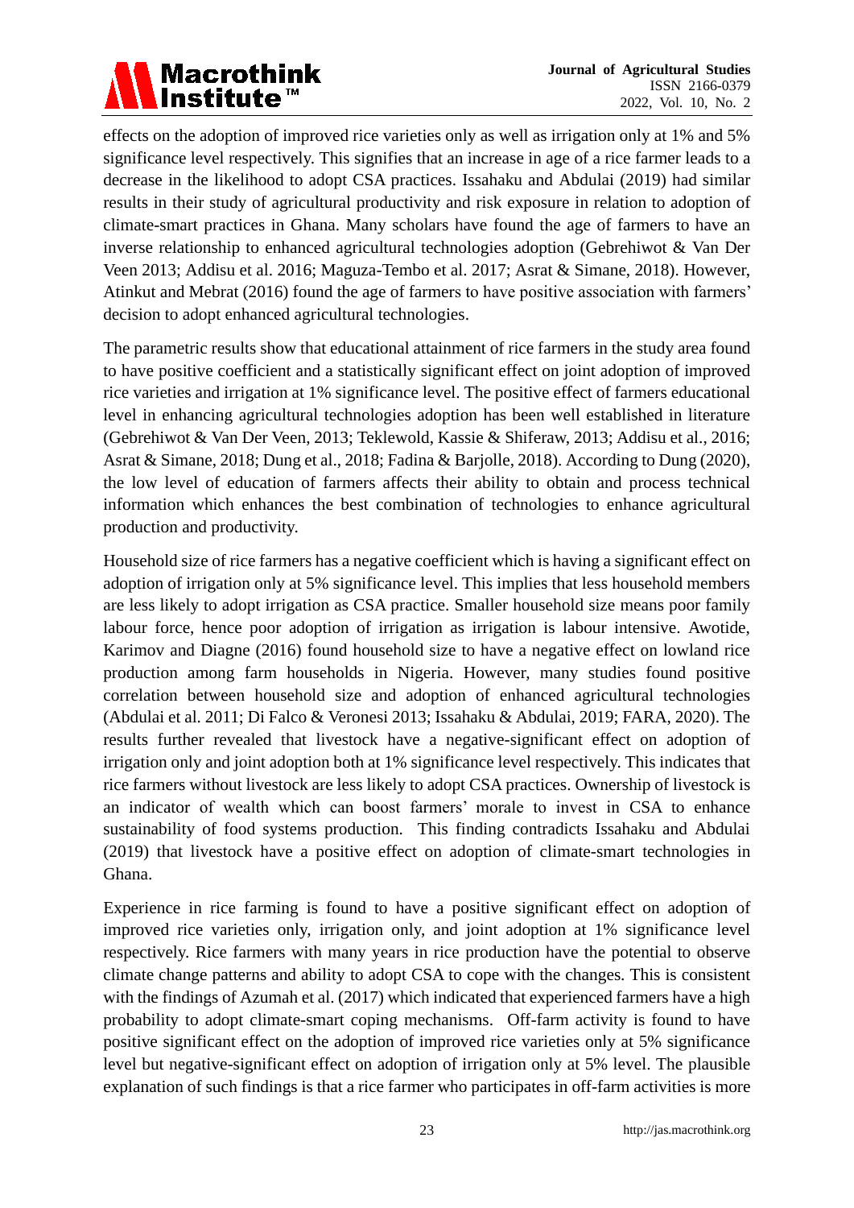effects on the adoption of improved rice varieties only as well as irrigation only at 1% and 5% significance level respectively. This signifies that an increase in age of a rice farmer leads to a decrease in the likelihood to adopt CSA practices. Issahaku and Abdulai (2019) had similar results in their study of agricultural productivity and risk exposure in relation to adoption of climate-smart practices in Ghana. Many scholars have found the age of farmers to have an inverse relationship to enhanced agricultural technologies adoption (Gebrehiwot & Van Der Veen 2013; Addisu et al. 2016; Maguza-Tembo et al. 2017; Asrat & Simane, 2018). However, Atinkut and Mebrat (2016) found the age of farmers to have positive association with farmers' decision to adopt enhanced agricultural technologies.

The parametric results show that educational attainment of rice farmers in the study area found to have positive coefficient and a statistically significant effect on joint adoption of improved rice varieties and irrigation at 1% significance level. The positive effect of farmers educational level in enhancing agricultural technologies adoption has been well established in literature (Gebrehiwot & Van Der Veen, 2013; Teklewold, Kassie & Shiferaw, 2013; Addisu et al., 2016; Asrat & Simane, 2018; Dung et al., 2018; Fadina & Barjolle, 2018). According to Dung (2020), the low level of education of farmers affects their ability to obtain and process technical information which enhances the best combination of technologies to enhance agricultural production and productivity.

Household size of rice farmers has a negative coefficient which is having a significant effect on adoption of irrigation only at 5% significance level. This implies that less household members are less likely to adopt irrigation as CSA practice. Smaller household size means poor family labour force, hence poor adoption of irrigation as irrigation is labour intensive. Awotide, Karimov and Diagne (2016) found household size to have a negative effect on lowland rice production among farm households in Nigeria. However, many studies found positive correlation between household size and adoption of enhanced agricultural technologies (Abdulai et al. 2011; Di Falco & Veronesi 2013; Issahaku & Abdulai, 2019; FARA, 2020). The results further revealed that livestock have a negative-significant effect on adoption of irrigation only and joint adoption both at 1% significance level respectively. This indicates that rice farmers without livestock are less likely to adopt CSA practices. Ownership of livestock is an indicator of wealth which can boost farmers' morale to invest in CSA to enhance sustainability of food systems production. This finding contradicts Issahaku and Abdulai (2019) that livestock have a positive effect on adoption of climate-smart technologies in Ghana.

Experience in rice farming is found to have a positive significant effect on adoption of improved rice varieties only, irrigation only, and joint adoption at 1% significance level respectively. Rice farmers with many years in rice production have the potential to observe climate change patterns and ability to adopt CSA to cope with the changes. This is consistent with the findings of Azumah et al. (2017) which indicated that experienced farmers have a high probability to adopt climate-smart coping mechanisms. Off-farm activity is found to have positive significant effect on the adoption of improved rice varieties only at 5% significance level but negative-significant effect on adoption of irrigation only at 5% level. The plausible explanation of such findings is that a rice farmer who participates in off-farm activities is more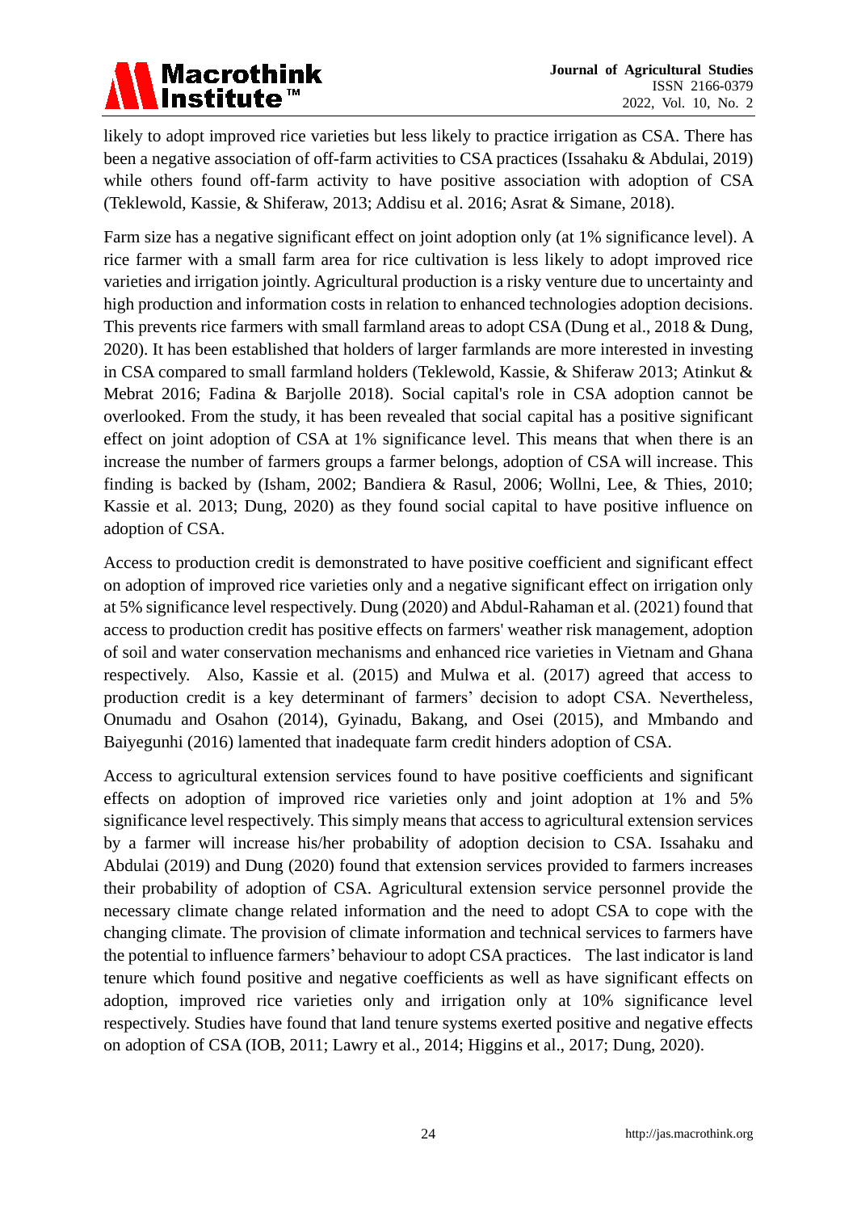likely to adopt improved rice varieties but less likely to practice irrigation as CSA. There has been a negative association of off-farm activities to CSA practices (Issahaku & Abdulai, 2019) while others found off-farm activity to have positive association with adoption of CSA (Teklewold, Kassie, & Shiferaw, 2013; Addisu et al. 2016; Asrat & Simane, 2018).

Farm size has a negative significant effect on joint adoption only (at 1% significance level). A rice farmer with a small farm area for rice cultivation is less likely to adopt improved rice varieties and irrigation jointly. Agricultural production is a risky venture due to uncertainty and high production and information costs in relation to enhanced technologies adoption decisions. This prevents rice farmers with small farmland areas to adopt CSA (Dung et al., 2018 & Dung, 2020). It has been established that holders of larger farmlands are more interested in investing in CSA compared to small farmland holders (Teklewold, Kassie, & Shiferaw 2013; Atinkut & Mebrat 2016; Fadina & Barjolle 2018). Social capital's role in CSA adoption cannot be overlooked. From the study, it has been revealed that social capital has a positive significant effect on joint adoption of CSA at 1% significance level. This means that when there is an increase the number of farmers groups a farmer belongs, adoption of CSA will increase. This finding is backed by (Isham, 2002; Bandiera & Rasul, 2006; Wollni, Lee, & Thies, 2010; Kassie et al. 2013; Dung, 2020) as they found social capital to have positive influence on adoption of CSA.

Access to production credit is demonstrated to have positive coefficient and significant effect on adoption of improved rice varieties only and a negative significant effect on irrigation only at 5% significance level respectively. Dung (2020) and Abdul-Rahaman et al. (2021) found that access to production credit has positive effects on farmers' weather risk management, adoption of soil and water conservation mechanisms and enhanced rice varieties in Vietnam and Ghana respectively. Also, Kassie et al. (2015) and Mulwa et al. (2017) agreed that access to production credit is a key determinant of farmers' decision to adopt CSA. Nevertheless, Onumadu and Osahon (2014), Gyinadu, Bakang, and Osei (2015), and Mmbando and Baiyegunhi (2016) lamented that inadequate farm credit hinders adoption of CSA.

Access to agricultural extension services found to have positive coefficients and significant effects on adoption of improved rice varieties only and joint adoption at 1% and 5% significance level respectively. This simply means that access to agricultural extension services by a farmer will increase his/her probability of adoption decision to CSA. Issahaku and Abdulai (2019) and Dung (2020) found that extension services provided to farmers increases their probability of adoption of CSA. Agricultural extension service personnel provide the necessary climate change related information and the need to adopt CSA to cope with the changing climate. The provision of climate information and technical services to farmers have the potential to influence farmers' behaviour to adopt CSA practices. The last indicator is land tenure which found positive and negative coefficients as well as have significant effects on adoption, improved rice varieties only and irrigation only at 10% significance level respectively. Studies have found that land tenure systems exerted positive and negative effects on adoption of CSA (IOB, 2011; Lawry et al., 2014; Higgins et al., 2017; Dung, 2020).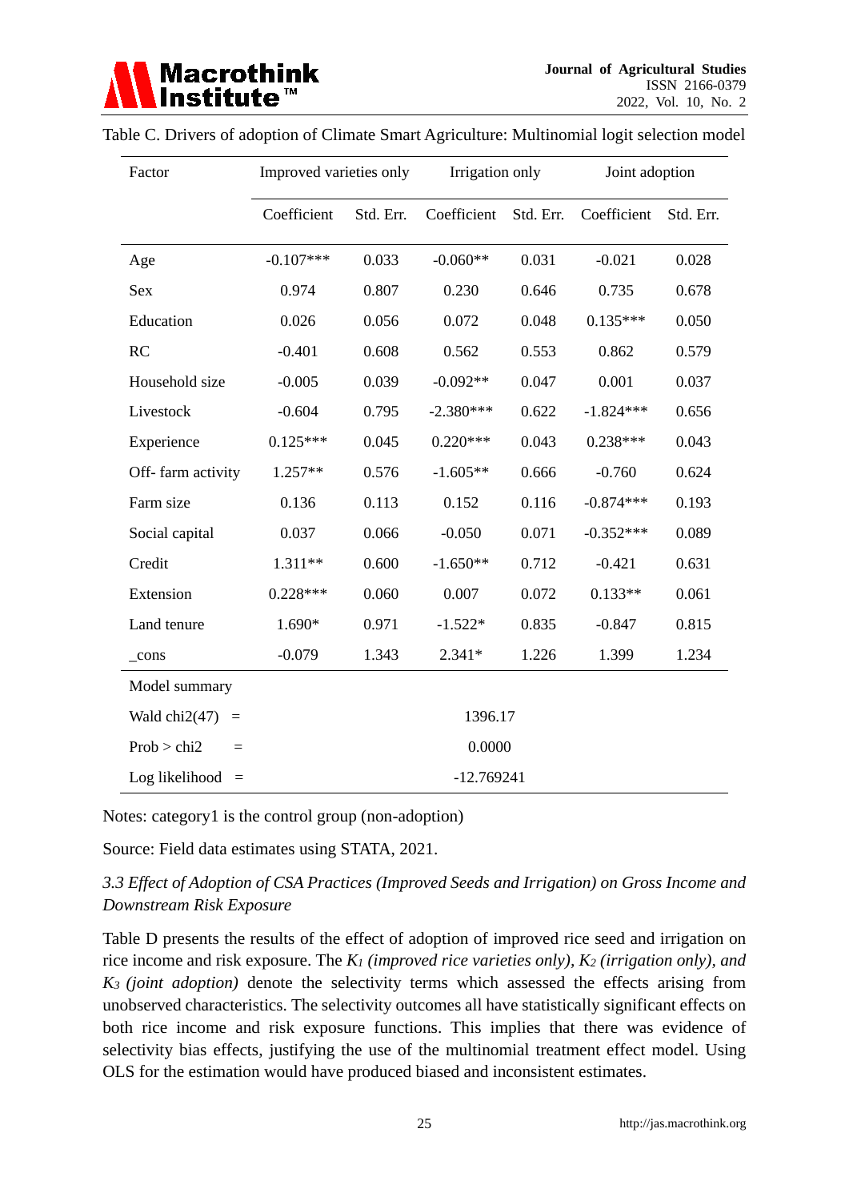Table C. Drivers of adoption of Climate Smart Agriculture: Multinomial logit selection model

| Factor | Improved varieties only | | Irrigation only | | Joint adoption | |
|---|---|---|---|---|---|---|
| | Coefficient | Std. Err. | Coefficient | Std. Err. | Coefficient | Std. Err. |
| Age | -0.107*** | 0.033 | -0.060** | 0.031 | -0.021 | 0.028 |
| Sex | 0.974 | 0.807 | 0.230 | 0.646 | 0.735 | 0.678 |
| Education | 0.026 | 0.056 | 0.072 | 0.048 | 0.135*** | 0.050 |
| RC | -0.401 | 0.608 | 0.562 | 0.553 | 0.862 | 0.579 |
| Household size | -0.005 | 0.039 | -0.092** | 0.047 | 0.001 | 0.037 |
| Livestock | -0.604 | 0.795 | -2.380*** | 0.622 | -1.824*** | 0.656 |
| Experience | 0.125*** | 0.045 | 0.220*** | 0.043 | 0.238*** | 0.043 |
| Off- farm activity | 1.257** | 0.576 | -1.605** | 0.666 | -0.760 | 0.624 |
| Farm size | 0.136 | 0.113 | 0.152 | 0.116 | -0.874*** | 0.193 |
| Social capital | 0.037 | 0.066 | -0.050 | 0.071 | -0.352*** | 0.089 |
| Credit | 1.311** | 0.600 | -1.650** | 0.712 | -0.421 | 0.631 |
| Extension | 0.228*** | 0.060 | 0.007 | 0.072 | 0.133** | 0.061 |
| Land tenure | 1.690* | 0.971 | -1.522* | 0.835 | -0.847 | 0.815 |
| _cons | -0.079 | 1.343 | 2.341* | 1.226 | 1.399 | 1.234 |
| Model summary | | | | | | |
| Wald chi2(47) = | | | 1396.17 | | | |
| Prob > chi2 = | | | 0.0000 | | | |
| Log likelihood = | | | -12.769241 | | | |

Notes: category1 is the control group (non-adoption)

Source: Field data estimates using STATA, 2021.

### *3.3 Effect of Adoption of CSA Practices (Improved Seeds and Irrigation) on Gross Income and Downstream Risk Exposure*

Table D presents the results of the effect of adoption of improved rice seed and irrigation on rice income and risk exposure. The $K_1$ *(improved rice varieties only)*, $K_2$ *(irrigation only), and* $K_3$ *(joint adoption)* denote the selectivity terms which assessed the effects arising from unobserved characteristics. The selectivity outcomes all have statistically significant effects on both rice income and risk exposure functions. This implies that there was evidence of selectivity bias effects, justifying the use of the multinomial treatment effect model. Using OLS for the estimation would have produced biased and inconsistent estimates.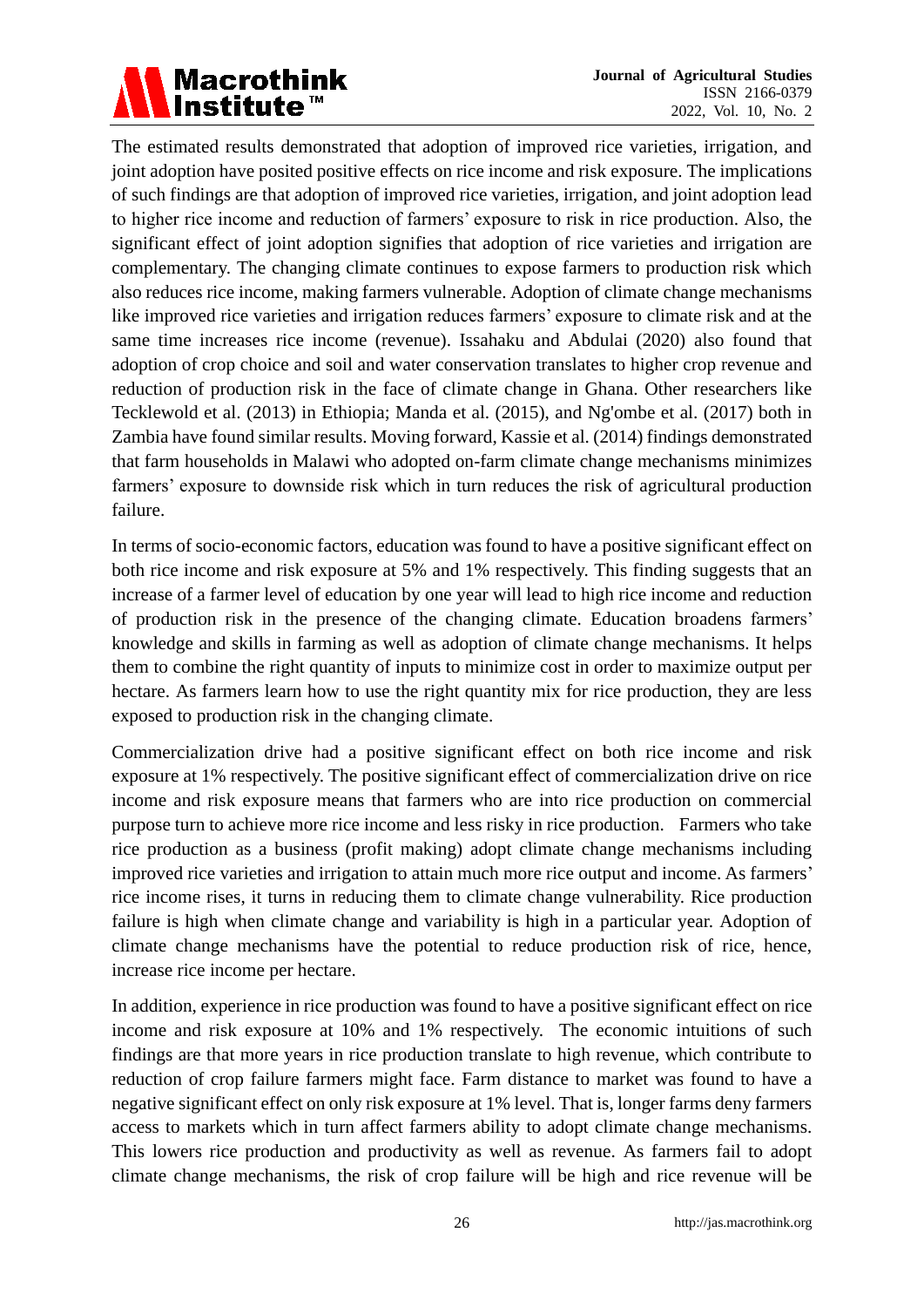The estimated results demonstrated that adoption of improved rice varieties, irrigation, and joint adoption have posited positive effects on rice income and risk exposure. The implications of such findings are that adoption of improved rice varieties, irrigation, and joint adoption lead to higher rice income and reduction of farmers' exposure to risk in rice production. Also, the significant effect of joint adoption signifies that adoption of rice varieties and irrigation are complementary. The changing climate continues to expose farmers to production risk which also reduces rice income, making farmers vulnerable. Adoption of climate change mechanisms like improved rice varieties and irrigation reduces farmers' exposure to climate risk and at the same time increases rice income (revenue). Issahaku and Abdulai (2020) also found that adoption of crop choice and soil and water conservation translates to higher crop revenue and reduction of production risk in the face of climate change in Ghana. Other researchers like Tecklewold et al. (2013) in Ethiopia; Manda et al. (2015), and Ng'ombe et al. (2017) both in Zambia have found similar results. Moving forward, Kassie et al. (2014) findings demonstrated that farm households in Malawi who adopted on-farm climate change mechanisms minimizes farmers' exposure to downside risk which in turn reduces the risk of agricultural production failure.

In terms of socio-economic factors, education was found to have a positive significant effect on both rice income and risk exposure at 5% and 1% respectively. This finding suggests that an increase of a farmer level of education by one year will lead to high rice income and reduction of production risk in the presence of the changing climate. Education broadens farmers' knowledge and skills in farming as well as adoption of climate change mechanisms. It helps them to combine the right quantity of inputs to minimize cost in order to maximize output per hectare. As farmers learn how to use the right quantity mix for rice production, they are less exposed to production risk in the changing climate.

Commercialization drive had a positive significant effect on both rice income and risk exposure at 1% respectively. The positive significant effect of commercialization drive on rice income and risk exposure means that farmers who are into rice production on commercial purpose turn to achieve more rice income and less risky in rice production. Farmers who take rice production as a business (profit making) adopt climate change mechanisms including improved rice varieties and irrigation to attain much more rice output and income. As farmers' rice income rises, it turns in reducing them to climate change vulnerability. Rice production failure is high when climate change and variability is high in a particular year. Adoption of climate change mechanisms have the potential to reduce production risk of rice, hence, increase rice income per hectare.

In addition, experience in rice production was found to have a positive significant effect on rice income and risk exposure at 10% and 1% respectively. The economic intuitions of such findings are that more years in rice production translate to high revenue, which contribute to reduction of crop failure farmers might face. Farm distance to market was found to have a negative significant effect on only risk exposure at 1% level. That is, longer farms deny farmers access to markets which in turn affect farmers ability to adopt climate change mechanisms. This lowers rice production and productivity as well as revenue. As farmers fail to adopt climate change mechanisms, the risk of crop failure will be high and rice revenue will be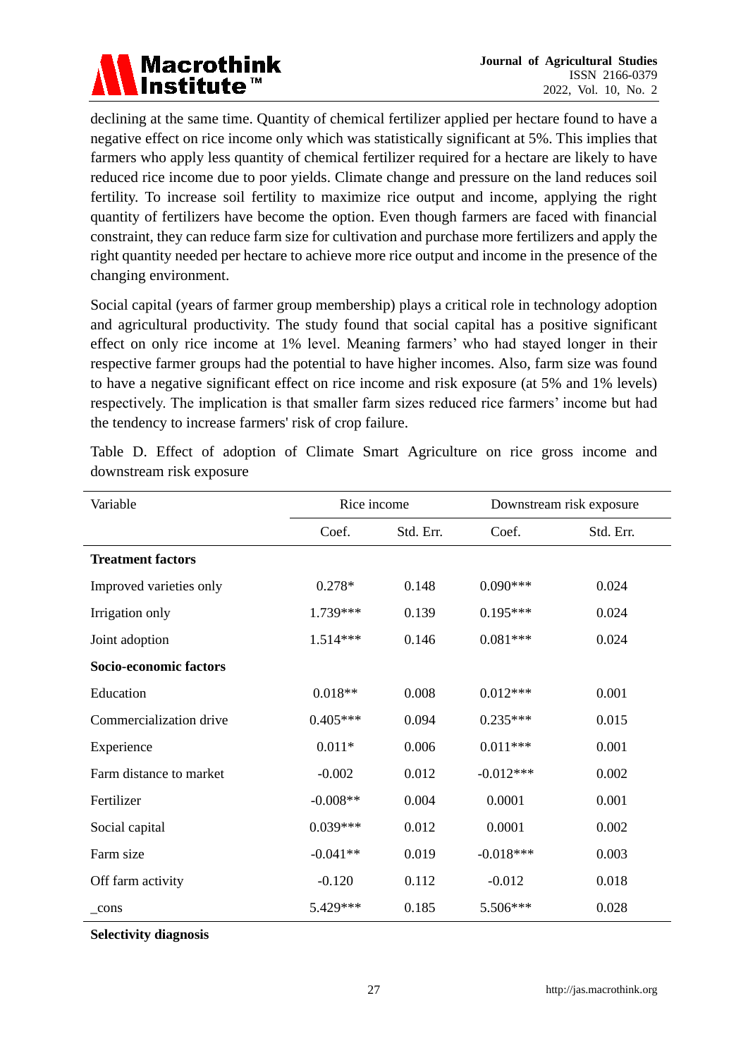declining at the same time. Quantity of chemical fertilizer applied per hectare found to have a negative effect on rice income only which was statistically significant at 5%. This implies that farmers who apply less quantity of chemical fertilizer required for a hectare are likely to have reduced rice income due to poor yields. Climate change and pressure on the land reduces soil fertility. To increase soil fertility to maximize rice output and income, applying the right quantity of fertilizers have become the option. Even though farmers are faced with financial constraint, they can reduce farm size for cultivation and purchase more fertilizers and apply the right quantity needed per hectare to achieve more rice output and income in the presence of the changing environment.

Social capital (years of farmer group membership) plays a critical role in technology adoption and agricultural productivity. The study found that social capital has a positive significant effect on only rice income at 1% level. Meaning farmers' who had stayed longer in their respective farmer groups had the potential to have higher incomes. Also, farm size was found to have a negative significant effect on rice income and risk exposure (at 5% and 1% levels) respectively. The implication is that smaller farm sizes reduced rice farmers' income but had the tendency to increase farmers' risk of crop failure.

Table D. Effect of adoption of Climate Smart Agriculture on rice gross income and downstream risk exposure

| Variable | Rice income | | Downstream risk exposure | |
|---|---|---|---|---|
| | Coef. | Std. Err. | Coef. | Std. Err. |
| **Treatment factors** | | | | |
| Improved varieties only | 0.278* | 0.148 | 0.090*** | 0.024 |
| Irrigation only | 1.739*** | 0.139 | 0.195*** | 0.024 |
| Joint adoption | 1.514*** | 0.146 | 0.081*** | 0.024 |
| **Socio-economic factors** | | | | |
| Education | 0.018** | 0.008 | 0.012*** | 0.001 |
| Commercialization drive | 0.405*** | 0.094 | 0.235*** | 0.015 |
| Experience | 0.011* | 0.006 | 0.011*** | 0.001 |
| Farm distance to market | -0.002 | 0.012 | -0.012*** | 0.002 |
| Fertilizer | -0.008** | 0.004 | 0.0001 | 0.001 |
| Social capital | 0.039*** | 0.012 | 0.0001 | 0.002 |
| Farm size | -0.041** | 0.019 | -0.018*** | 0.003 |
| Off farm activity | -0.120 | 0.112 | -0.012 | 0.018 |
| _cons | 5.429*** | 0.185 | 5.506*** | 0.028 |
| **Selectivity diagnosis** | | | | |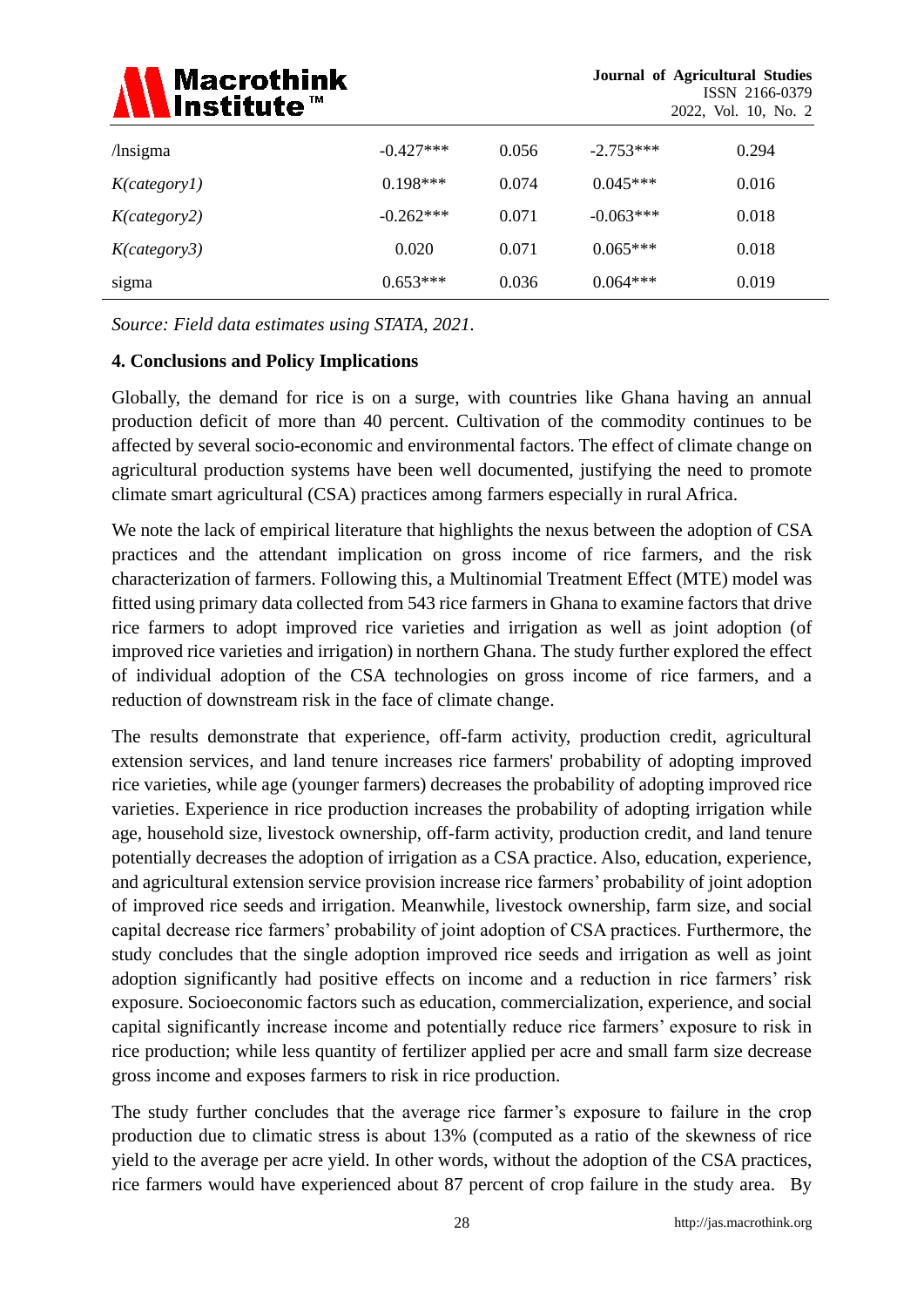| /lnsigma | -0.427*** | 0.056 | -2.753*** | 0.294 |
|---|---|---|---|---|
| *K(category1)* | 0.198*** | 0.074 | 0.045*** | 0.016 |
| *K(category2)* | -0.262*** | 0.071 | -0.063*** | 0.018 |
| *K(category3)* | 0.020 | 0.071 | 0.065*** | 0.018 |
| sigma | 0.653*** | 0.036 | 0.064*** | 0.019 |

*Source: Field data estimates using STATA, 2021.*

## 4. Conclusions and Policy Implications

Globally, the demand for rice is on a surge, with countries like Ghana having an annual production deficit of more than 40 percent. Cultivation of the commodity continues to be affected by several socio-economic and environmental factors. The effect of climate change on agricultural production systems have been well documented, justifying the need to promote climate smart agricultural (CSA) practices among farmers especially in rural Africa.

We note the lack of empirical literature that highlights the nexus between the adoption of CSA practices and the attendant implication on gross income of rice farmers, and the risk characterization of farmers. Following this, a Multinomial Treatment Effect (MTE) model was fitted using primary data collected from 543 rice farmers in Ghana to examine factors that drive rice farmers to adopt improved rice varieties and irrigation as well as joint adoption (of improved rice varieties and irrigation) in northern Ghana. The study further explored the effect of individual adoption of the CSA technologies on gross income of rice farmers, and a reduction of downstream risk in the face of climate change.

The results demonstrate that experience, off-farm activity, production credit, agricultural extension services, and land tenure increases rice farmers' probability of adopting improved rice varieties, while age (younger farmers) decreases the probability of adopting improved rice varieties. Experience in rice production increases the probability of adopting irrigation while age, household size, livestock ownership, off-farm activity, production credit, and land tenure potentially decreases the adoption of irrigation as a CSA practice. Also, education, experience, and agricultural extension service provision increase rice farmers' probability of joint adoption of improved rice seeds and irrigation. Meanwhile, livestock ownership, farm size, and social capital decrease rice farmers' probability of joint adoption of CSA practices. Furthermore, the study concludes that the single adoption improved rice seeds and irrigation as well as joint adoption significantly had positive effects on income and a reduction in rice farmers' risk exposure. Socioeconomic factors such as education, commercialization, experience, and social capital significantly increase income and potentially reduce rice farmers' exposure to risk in rice production; while less quantity of fertilizer applied per acre and small farm size decrease gross income and exposes farmers to risk in rice production.

The study further concludes that the average rice farmer's exposure to failure in the crop production due to climatic stress is about 13% (computed as a ratio of the skewness of rice yield to the average per acre yield. In other words, without the adoption of the CSA practices, rice farmers would have experienced about 87 percent of crop failure in the study area. By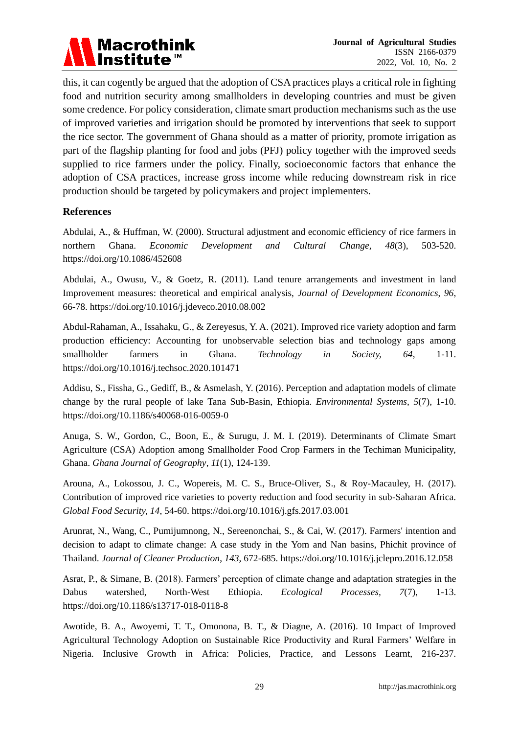this, it can cogently be argued that the adoption of CSA practices plays a critical role in fighting food and nutrition security among smallholders in developing countries and must be given some credence. For policy consideration, climate smart production mechanisms such as the use of improved varieties and irrigation should be promoted by interventions that seek to support the rice sector. The government of Ghana should as a matter of priority, promote irrigation as part of the flagship planting for food and jobs (PFJ) policy together with the improved seeds supplied to rice farmers under the policy. Finally, socioeconomic factors that enhance the adoption of CSA practices, increase gross income while reducing downstream risk in rice production should be targeted by policymakers and project implementers.

## References

Abdulai, A., & Huffman, W. (2000). Structural adjustment and economic efficiency of rice farmers in northern Ghana. *Economic Development and Cultural Change*, *48*(3), 503-520. https://doi.org/10.1086/452608

Abdulai, A., Owusu, V., & Goetz, R. (2011). Land tenure arrangements and investment in land Improvement measures: theoretical and empirical analysis, *Journal of Development Economics*, *96*, 66-78. https://doi.org/10.1016/j.jdeveco.2010.08.002

Abdul-Rahaman, A., Issahaku, G., & Zereyesus, Y. A. (2021). Improved rice variety adoption and farm production efficiency: Accounting for unobservable selection bias and technology gaps among smallholder farmers in Ghana. *Technology in Society, 64*, 1-11. https://doi.org/10.1016/j.techsoc.2020.101471

Addisu, S., Fissha, G., Gediff, B., & Asmelash, Y. (2016). Perception and adaptation models of climate change by the rural people of lake Tana Sub-Basin, Ethiopia. *Environmental Systems*, *5*(7), 1-10. https://doi.org/10.1186/s40068-016-0059-0

Anuga, S. W., Gordon, C., Boon, E., & Surugu, J. M. I. (2019). Determinants of Climate Smart Agriculture (CSA) Adoption among Smallholder Food Crop Farmers in the Techiman Municipality, Ghana. *Ghana Journal of Geography*, *11*(1), 124-139.

Arouna, A., Lokossou, J. C., Wopereis, M. C. S., Bruce-Oliver, S., & Roy-Macauley, H. (2017). Contribution of improved rice varieties to poverty reduction and food security in sub-Saharan Africa. *Global Food Security, 14*, 54-60. https://doi.org/10.1016/j.gfs.2017.03.001

Arunrat, N., Wang, C., Pumijumnong, N., Sereenonchai, S., & Cai, W. (2017). Farmers' intention and decision to adapt to climate change: A case study in the Yom and Nan basins, Phichit province of Thailand. *Journal of Cleaner Production*, *143*, 672-685. https://doi.org/10.1016/j.jclepro.2016.12.058

Asrat, P., & Simane, B. (2018). Farmers' perception of climate change and adaptation strategies in the Dabus watershed, North-West Ethiopia. *Ecological Processes, 7*(7), 1-13. https://doi.org/10.1186/s13717-018-0118-8

Awotide, B. A., Awoyemi, T. T., Omonona, B. T., & Diagne, A. (2016). 10 Impact of Improved Agricultural Technology Adoption on Sustainable Rice Productivity and Rural Farmers' Welfare in Nigeria. Inclusive Growth in Africa: Policies, Practice, and Lessons Learnt, 216-237.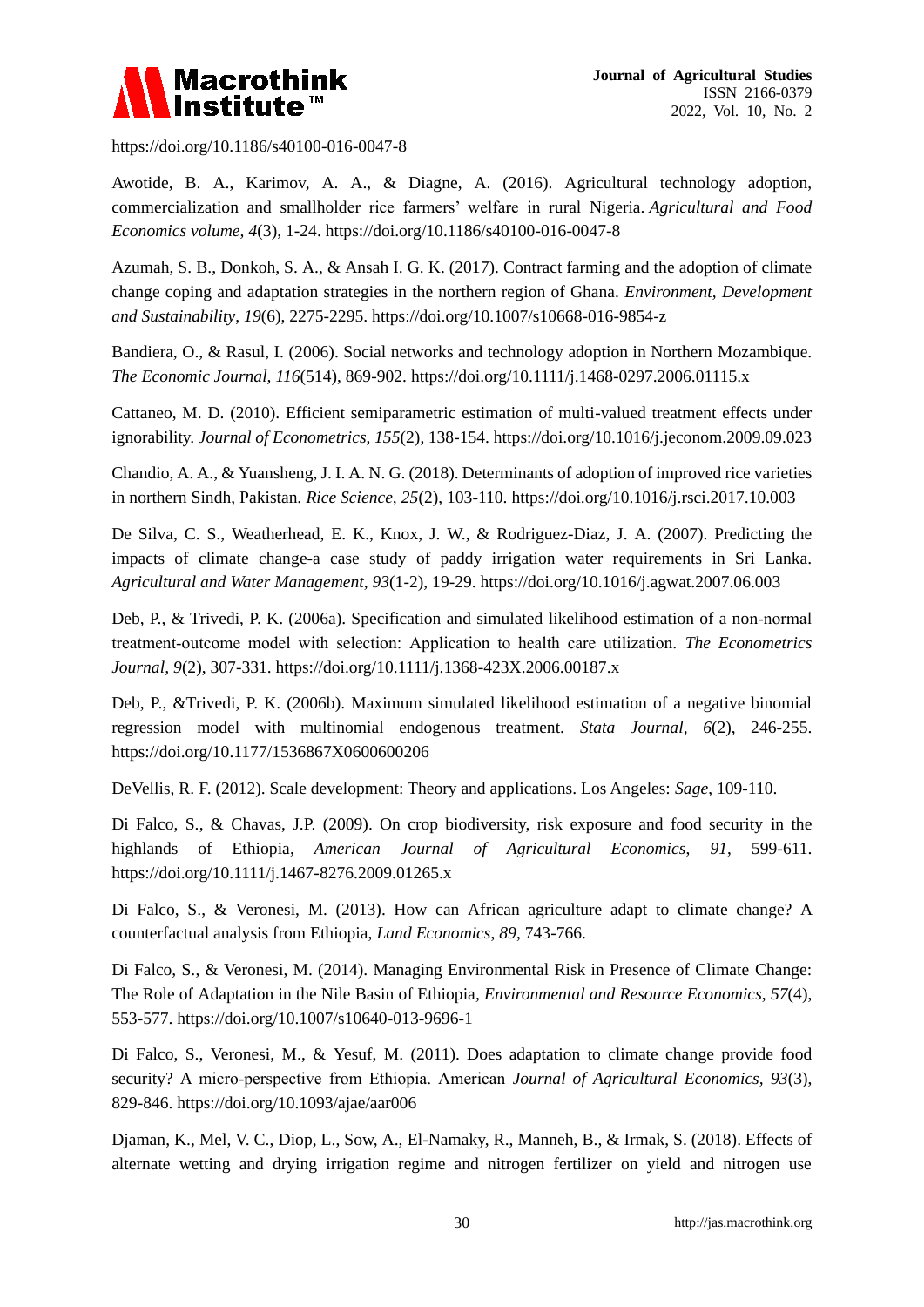https://doi.org/10.1186/s40100-016-0047-8

Awotide, B. A., Karimov, A. A., & Diagne, A. (2016). Agricultural technology adoption, commercialization and smallholder rice farmers' welfare in rural Nigeria. *Agricultural and Food Economics volume, 4*(3), 1-24. https://doi.org/10.1186/s40100-016-0047-8

Azumah, S. B., Donkoh, S. A., & Ansah I. G. K. (2017). Contract farming and the adoption of climate change coping and adaptation strategies in the northern region of Ghana. *Environment, Development and Sustainability*, *19*(6), 2275-2295. https://doi.org/10.1007/s10668-016-9854-z

Bandiera, O., & Rasul, I. (2006). Social networks and technology adoption in Northern Mozambique. *The Economic Journal, 116*(514), 869-902. https://doi.org/10.1111/j.1468-0297.2006.01115.x

Cattaneo, M. D. (2010). Efficient semiparametric estimation of multi-valued treatment effects under ignorability. *Journal of Econometrics*, *155*(2), 138-154. https://doi.org/10.1016/j.jeconom.2009.09.023

Chandio, A. A., & Yuansheng, J. I. A. N. G. (2018). Determinants of adoption of improved rice varieties in northern Sindh, Pakistan. *Rice Science, 25*(2), 103-110. https://doi.org/10.1016/j.rsci.2017.10.003

De Silva, C. S., Weatherhead, E. K., Knox, J. W., & Rodriguez-Diaz, J. A. (2007). Predicting the impacts of climate change-a case study of paddy irrigation water requirements in Sri Lanka. *Agricultural and Water Management*, *93*(1-2), 19-29. https://doi.org/10.1016/j.agwat.2007.06.003

Deb, P., & Trivedi, P. K. (2006a). Specification and simulated likelihood estimation of a non-normal treatment-outcome model with selection: Application to health care utilization. *The Econometrics Journal*, *9*(2), 307-331. https://doi.org/10.1111/j.1368-423X.2006.00187.x

Deb, P., &Trivedi, P. K. (2006b). Maximum simulated likelihood estimation of a negative binomial regression model with multinomial endogenous treatment. *Stata Journal*, *6*(2), 246-255. https://doi.org/10.1177/1536867X0600600206

DeVellis, R. F. (2012). Scale development: Theory and applications. Los Angeles: *Sage*, 109-110.

Di Falco, S., & Chavas, J.P. (2009). On crop biodiversity, risk exposure and food security in the highlands of Ethiopia, *American Journal of Agricultural Economics*, *91*, 599-611. https://doi.org/10.1111/j.1467-8276.2009.01265.x

Di Falco, S., & Veronesi, M. (2013). How can African agriculture adapt to climate change? A counterfactual analysis from Ethiopia, *Land Economics*, *89*, 743-766.

Di Falco, S., & Veronesi, M. (2014). Managing Environmental Risk in Presence of Climate Change: The Role of Adaptation in the Nile Basin of Ethiopia, *Environmental and Resource Economics*, *57*(4), 553-577. https://doi.org/10.1007/s10640-013-9696-1

Di Falco, S., Veronesi, M., & Yesuf, M. (2011). Does adaptation to climate change provide food security? A micro-perspective from Ethiopia. American *Journal of Agricultural Economics*, *93*(3), 829-846. https://doi.org/10.1093/ajae/aar006

Djaman, K., Mel, V. C., Diop, L., Sow, A., El-Namaky, R., Manneh, B., & Irmak, S. (2018). Effects of alternate wetting and drying irrigation regime and nitrogen fertilizer on yield and nitrogen use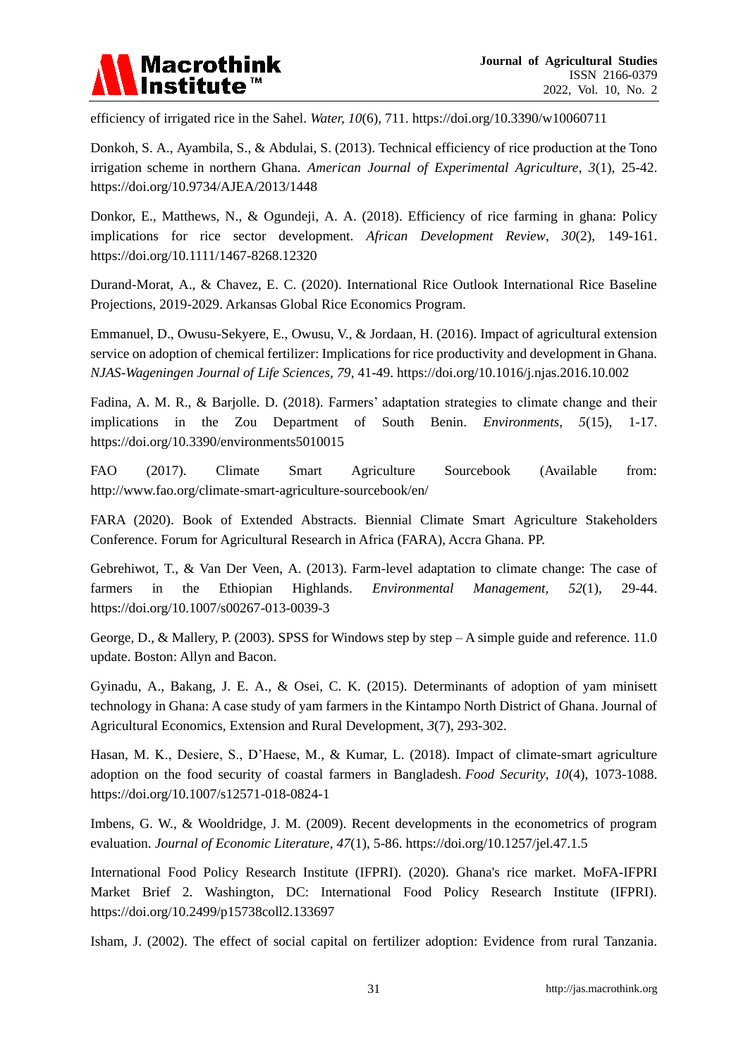efficiency of irrigated rice in the Sahel. *Water, 10*(6), 711. https://doi.org/10.3390/w10060711

Donkoh, S. A., Ayambila, S., & Abdulai, S. (2013). Technical efficiency of rice production at the Tono irrigation scheme in northern Ghana. *American Journal of Experimental Agriculture*, *3*(1), 25-42. https://doi.org/10.9734/AJEA/2013/1448

Donkor, E., Matthews, N., & Ogundeji, A. A. (2018). Efficiency of rice farming in ghana: Policy implications for rice sector development. *African Development Review*, *30*(2), 149-161. https://doi.org/10.1111/1467-8268.12320

Durand-Morat, A., & Chavez, E. C. (2020). International Rice Outlook International Rice Baseline Projections, 2019-2029. Arkansas Global Rice Economics Program.

Emmanuel, D., Owusu-Sekyere, E., Owusu, V., & Jordaan, H. (2016). Impact of agricultural extension service on adoption of chemical fertilizer: Implications for rice productivity and development in Ghana. *NJAS-Wageningen Journal of Life Sciences*, *79*, 41-49. https://doi.org/10.1016/j.njas.2016.10.002

Fadina, A. M. R., & Barjolle. D. (2018). Farmers' adaptation strategies to climate change and their implications in the Zou Department of South Benin. *Environments*, *5*(15), 1-17. https://doi.org/10.3390/environments5010015

FAO (2017). Climate Smart Agriculture Sourcebook (Available from: http://www.fao.org/climate-smart-agriculture-sourcebook/en/

FARA (2020). Book of Extended Abstracts. Biennial Climate Smart Agriculture Stakeholders Conference. Forum for Agricultural Research in Africa (FARA), Accra Ghana. PP.

Gebrehiwot, T., & Van Der Veen, A. (2013). Farm-level adaptation to climate change: The case of farmers in the Ethiopian Highlands. *Environmental Management*, *52*(1), 29-44. https://doi.org/10.1007/s00267-013-0039-3

George, D., & Mallery, P. (2003). SPSS for Windows step by step – A simple guide and reference. 11.0 update. Boston: Allyn and Bacon.

Gyinadu, A., Bakang, J. E. A., & Osei, C. K. (2015). Determinants of adoption of yam minisett technology in Ghana: A case study of yam farmers in the Kintampo North District of Ghana. Journal of Agricultural Economics, Extension and Rural Development, *3*(7), 293-302.

Hasan, M. K., Desiere, S., D'Haese, M., & Kumar, L. (2018). Impact of climate-smart agriculture adoption on the food security of coastal farmers in Bangladesh. *Food Security*, *10*(4), 1073-1088. https://doi.org/10.1007/s12571-018-0824-1

Imbens, G. W., & Wooldridge, J. M. (2009). Recent developments in the econometrics of program evaluation. *Journal of Economic Literature*, *47*(1), 5-86. https://doi.org/10.1257/jel.47.1.5

International Food Policy Research Institute (IFPRI). (2020). Ghana's rice market. MoFA-IFPRI Market Brief 2. Washington, DC: International Food Policy Research Institute (IFPRI). https://doi.org/10.2499/p15738coll2.133697

Isham, J. (2002). The effect of social capital on fertilizer adoption: Evidence from rural Tanzania.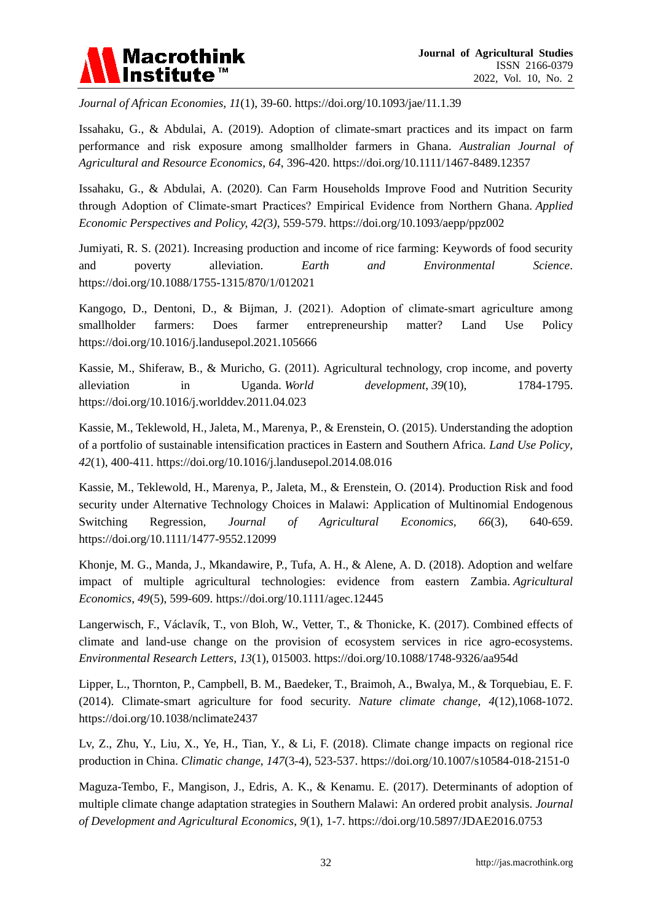*Journal of African Economies*, *11*(1), 39-60. https://doi.org/10.1093/jae/11.1.39

Issahaku, G., & Abdulai, A. (2019). Adoption of climate-smart practices and its impact on farm performance and risk exposure among smallholder farmers in Ghana. *Australian Journal of Agricultural and Resource Economics*, *64*, 396-420. https://doi.org/10.1111/1467-8489.12357

Issahaku, G., & Abdulai, A. (2020). Can Farm Households Improve Food and Nutrition Security through Adoption of Climate-smart Practices? Empirical Evidence from Northern Ghana. *Applied Economic Perspectives and Policy, 42(*3*)*, 559-579. https://doi.org/10.1093/aepp/ppz002

Jumiyati, R. S. (2021). Increasing production and income of rice farming: Keywords of food security and poverty alleviation. *Earth and Environmental Science*. https://doi.org/10.1088/1755-1315/870/1/012021

Kangogo, D., Dentoni, D., & Bijman, J. (2021). Adoption of climate-smart agriculture among smallholder farmers: Does farmer entrepreneurship matter? Land Use Policy https://doi.org/10.1016/j.landusepol.2021.105666

Kassie, M., Shiferaw, B., & Muricho, G. (2011). Agricultural technology, crop income, and poverty alleviation in Uganda. *World development*, *39*(10), 1784-1795. https://doi.org/10.1016/j.worlddev.2011.04.023

Kassie, M., Teklewold, H., Jaleta, M., Marenya, P., & Erenstein, O. (2015). Understanding the adoption of a portfolio of sustainable intensification practices in Eastern and Southern Africa. *Land Use Policy*, *42*(1), 400-411. https://doi.org/10.1016/j.landusepol.2014.08.016

Kassie, M., Teklewold, H., Marenya, P., Jaleta, M., & Erenstein, O. (2014). Production Risk and food security under Alternative Technology Choices in Malawi: Application of Multinomial Endogenous Switching Regression, *Journal of Agricultural Economics*, *66*(3), 640-659. https://doi.org/10.1111/1477-9552.12099

Khonje, M. G., Manda, J., Mkandawire, P., Tufa, A. H., & Alene, A. D. (2018). Adoption and welfare impact of multiple agricultural technologies: evidence from eastern Zambia. *Agricultural Economics*, *49*(5), 599-609. https://doi.org/10.1111/agec.12445

Langerwisch, F., Václavík, T., von Bloh, W., Vetter, T., & Thonicke, K. (2017). Combined effects of climate and land-use change on the provision of ecosystem services in rice agro-ecosystems. *Environmental Research Letters*, *13*(1), 015003. https://doi.org/10.1088/1748-9326/aa954d

Lipper, L., Thornton, P., Campbell, B. M., Baedeker, T., Braimoh, A., Bwalya, M., & Torquebiau, E. F. (2014). Climate-smart agriculture for food security. *Nature climate change*, *4*(12),1068-1072. https://doi.org/10.1038/nclimate2437

Lv, Z., Zhu, Y., Liu, X., Ye, H., Tian, Y., & Li, F. (2018). Climate change impacts on regional rice production in China. *Climatic change*, *147*(3-4), 523-537. https://doi.org/10.1007/s10584-018-2151-0

Maguza-Tembo, F., Mangison, J., Edris, A. K., & Kenamu. E. (2017). Determinants of adoption of multiple climate change adaptation strategies in Southern Malawi: An ordered probit analysis. *Journal of Development and Agricultural Economics*, *9*(1), 1-7. https://doi.org/10.5897/JDAE2016.0753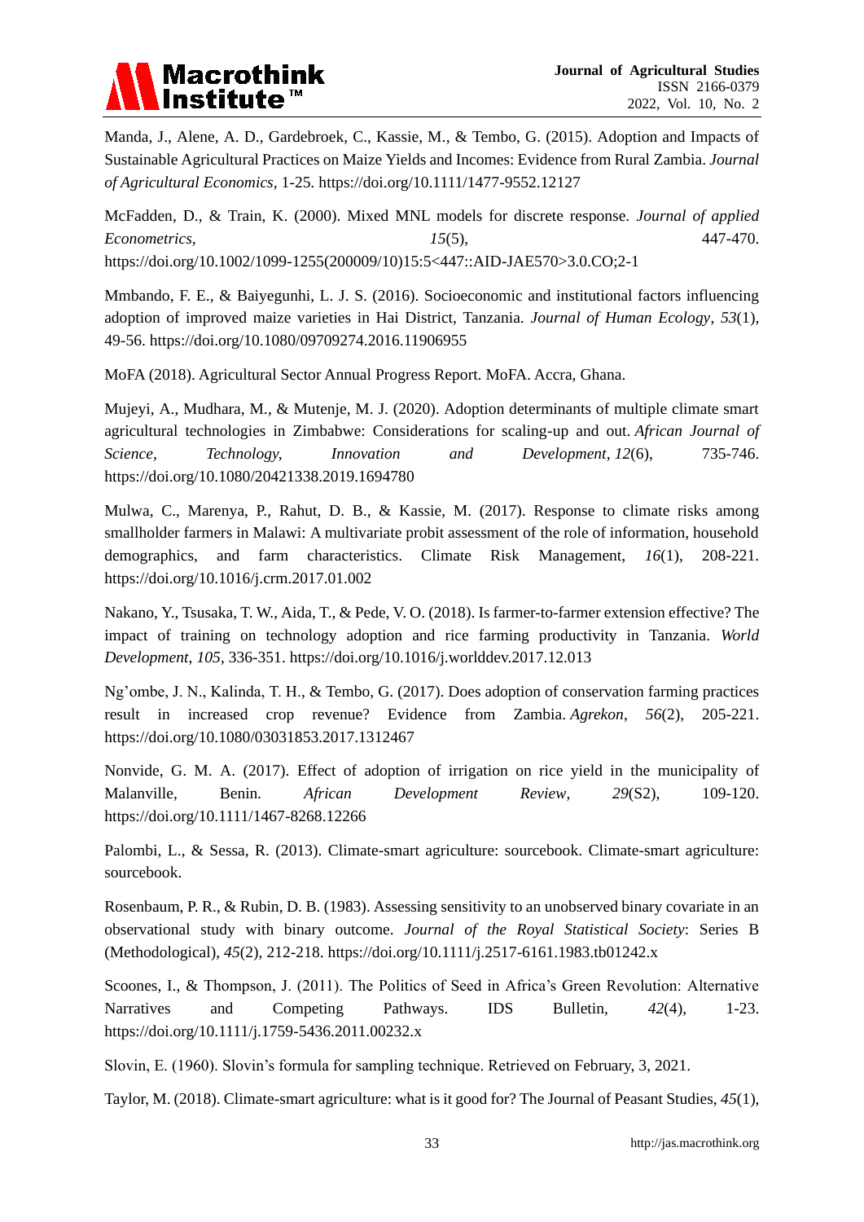Manda, J., Alene, A. D., Gardebroek, C., Kassie, M., & Tembo, G. (2015). Adoption and Impacts of Sustainable Agricultural Practices on Maize Yields and Incomes: Evidence from Rural Zambia. *Journal of Agricultural Economics*, 1-25. https://doi.org/10.1111/1477-9552.12127

McFadden, D., & Train, K. (2000). Mixed MNL models for discrete response. *Journal of applied Econometrics*, *15*(5), 447-470. https://doi.org/10.1002/1099-1255(200009/10)15:5<447::AID-JAE570>3.0.CO;2-1

Mmbando, F. E., & Baiyegunhi, L. J. S. (2016). Socioeconomic and institutional factors influencing adoption of improved maize varieties in Hai District, Tanzania. *Journal of Human Ecology*, *53*(1), 49-56. https://doi.org/10.1080/09709274.2016.11906955

MoFA (2018). Agricultural Sector Annual Progress Report. MoFA. Accra, Ghana.

Mujeyi, A., Mudhara, M., & Mutenje, M. J. (2020). Adoption determinants of multiple climate smart agricultural technologies in Zimbabwe: Considerations for scaling-up and out. *African Journal of Science, Technology, Innovation and Development*, *12*(6), 735-746. https://doi.org/10.1080/20421338.2019.1694780

Mulwa, C., Marenya, P., Rahut, D. B., & Kassie, M. (2017). Response to climate risks among smallholder farmers in Malawi: A multivariate probit assessment of the role of information, household demographics, and farm characteristics. Climate Risk Management, *16*(1), 208-221. https://doi.org/10.1016/j.crm.2017.01.002

Nakano, Y., Tsusaka, T. W., Aida, T., & Pede, V. O. (2018). Is farmer-to-farmer extension effective? The impact of training on technology adoption and rice farming productivity in Tanzania. *World Development*, *105*, 336-351. https://doi.org/10.1016/j.worlddev.2017.12.013

Ng'ombe, J. N., Kalinda, T. H., & Tembo, G. (2017). Does adoption of conservation farming practices result in increased crop revenue? Evidence from Zambia. *Agrekon*, *56*(2), 205-221. https://doi.org/10.1080/03031853.2017.1312467

Nonvide, G. M. A. (2017). Effect of adoption of irrigation on rice yield in the municipality of Malanville, Benin. *African Development Review*, *29*(S2), 109-120. https://doi.org/10.1111/1467-8268.12266

Palombi, L., & Sessa, R. (2013). Climate-smart agriculture: sourcebook. Climate-smart agriculture: sourcebook.

Rosenbaum, P. R., & Rubin, D. B. (1983). Assessing sensitivity to an unobserved binary covariate in an observational study with binary outcome. *Journal of the Royal Statistical Society*: Series B (Methodological), *45*(2), 212-218. https://doi.org/10.1111/j.2517-6161.1983.tb01242.x

Scoones, I., & Thompson, J. (2011). The Politics of Seed in Africa's Green Revolution: Alternative Narratives and Competing Pathways. IDS Bulletin, *42*(4), 1-23. https://doi.org/10.1111/j.1759-5436.2011.00232.x

Slovin, E. (1960). Slovin's formula for sampling technique. Retrieved on February, 3, 2021.

Taylor, M. (2018). Climate-smart agriculture: what is it good for? The Journal of Peasant Studies, *45*(1),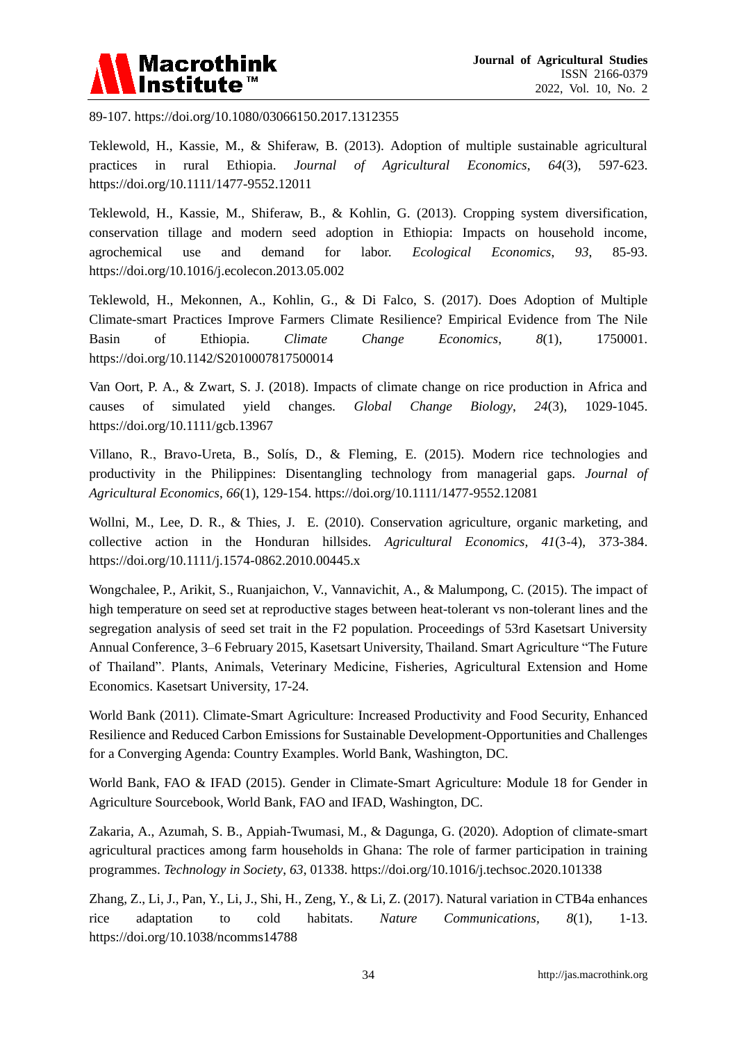89-107. https://doi.org/10.1080/03066150.2017.1312355

Teklewold, H., Kassie, M., & Shiferaw, B. (2013). Adoption of multiple sustainable agricultural practices in rural Ethiopia. *Journal of Agricultural Economics*, *64*(3), 597-623. https://doi.org/10.1111/1477-9552.12011

Teklewold, H., Kassie, M., Shiferaw, B., & Kohlin, G. (2013). Cropping system diversification, conservation tillage and modern seed adoption in Ethiopia: Impacts on household income, agrochemical use and demand for labor. *Ecological Economics*, *93*, 85-93. https://doi.org/10.1016/j.ecolecon.2013.05.002

Teklewold, H., Mekonnen, A., Kohlin, G., & Di Falco, S. (2017). Does Adoption of Multiple Climate-smart Practices Improve Farmers Climate Resilience? Empirical Evidence from The Nile Basin of Ethiopia. *Climate Change Economics*, *8*(1), 1750001. https://doi.org/10.1142/S2010007817500014

Van Oort, P. A., & Zwart, S. J. (2018). Impacts of climate change on rice production in Africa and causes of simulated yield changes. *Global Change Biology*, *24*(3), 1029-1045. https://doi.org/10.1111/gcb.13967

Villano, R., Bravo-Ureta, B., Solís, D., & Fleming, E. (2015). Modern rice technologies and productivity in the Philippines: Disentangling technology from managerial gaps. *Journal of Agricultural Economics*, *66*(1), 129-154. https://doi.org/10.1111/1477-9552.12081

Wollni, M., Lee, D. R., & Thies, J. E. (2010). Conservation agriculture, organic marketing, and collective action in the Honduran hillsides. *Agricultural Economics*, *41*(3-4), 373-384. https://doi.org/10.1111/j.1574-0862.2010.00445.x

Wongchalee, P., Arikit, S., Ruanjaichon, V., Vannavichit, A., & Malumpong, C. (2015). The impact of high temperature on seed set at reproductive stages between heat-tolerant vs non-tolerant lines and the segregation analysis of seed set trait in the F2 population. Proceedings of 53rd Kasetsart University Annual Conference, 3–6 February 2015, Kasetsart University, Thailand. Smart Agriculture "The Future of Thailand". Plants, Animals, Veterinary Medicine, Fisheries, Agricultural Extension and Home Economics. Kasetsart University, 17-24.

World Bank (2011). Climate-Smart Agriculture: Increased Productivity and Food Security, Enhanced Resilience and Reduced Carbon Emissions for Sustainable Development-Opportunities and Challenges for a Converging Agenda: Country Examples. World Bank, Washington, DC.

World Bank, FAO & IFAD (2015). Gender in Climate-Smart Agriculture: Module 18 for Gender in Agriculture Sourcebook, World Bank, FAO and IFAD, Washington, DC.

Zakaria, A., Azumah, S. B., Appiah-Twumasi, M., & Dagunga, G. (2020). Adoption of climate-smart agricultural practices among farm households in Ghana: The role of farmer participation in training programmes. *Technology in Society*, *63*, 01338. https://doi.org/10.1016/j.techsoc.2020.101338

Zhang, Z., Li, J., Pan, Y., Li, J., Shi, H., Zeng, Y., & Li, Z. (2017). Natural variation in CTB4a enhances rice adaptation to cold habitats. *Nature Communications*, *8*(1), 1-13. https://doi.org/10.1038/ncomms14788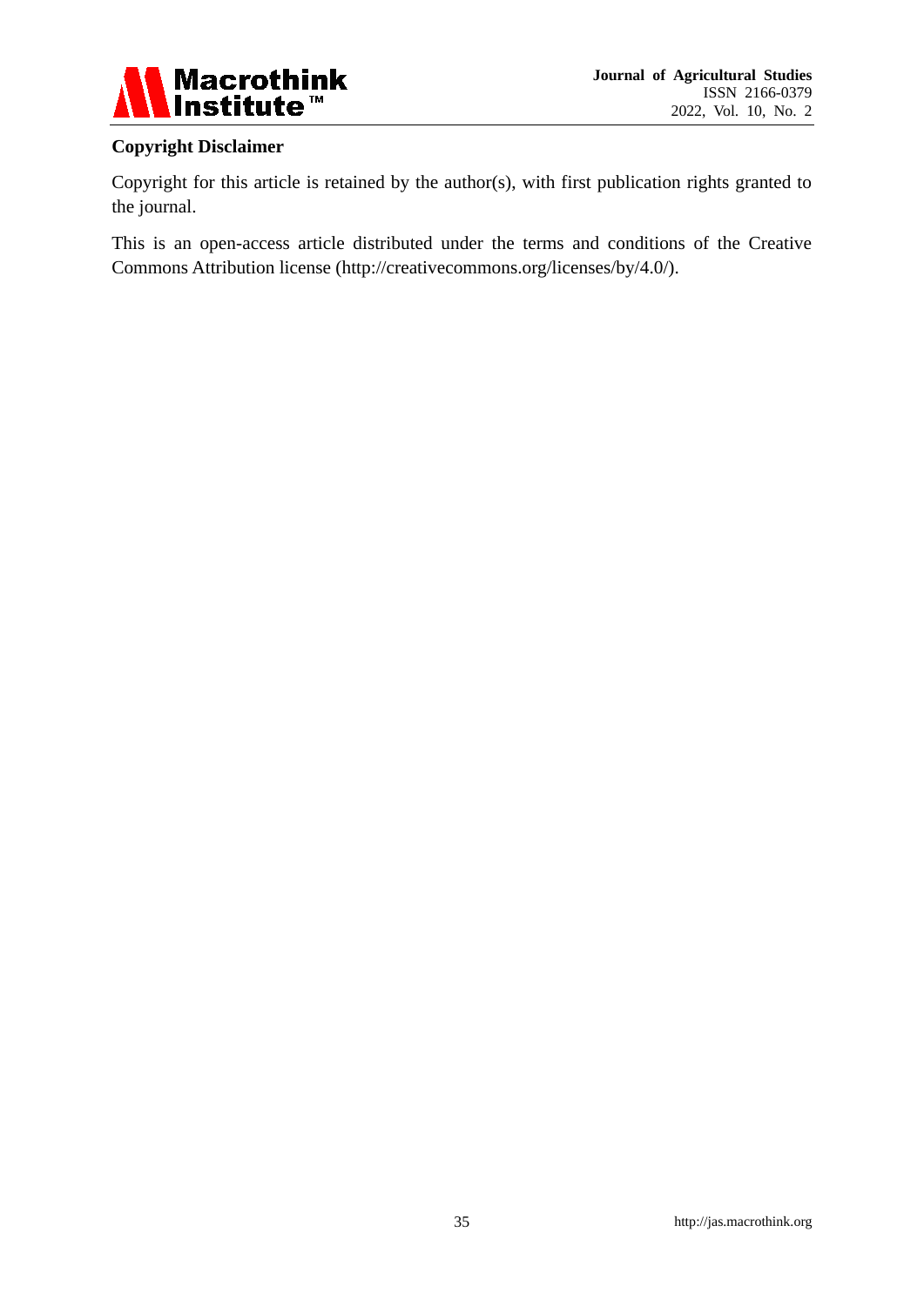## Copyright Disclaimer

Copyright for this article is retained by the author(s), with first publication rights granted to the journal.

This is an open-access article distributed under the terms and conditions of the Creative Commons Attribution license (http://creativecommons.org/licenses/by/4.0/).